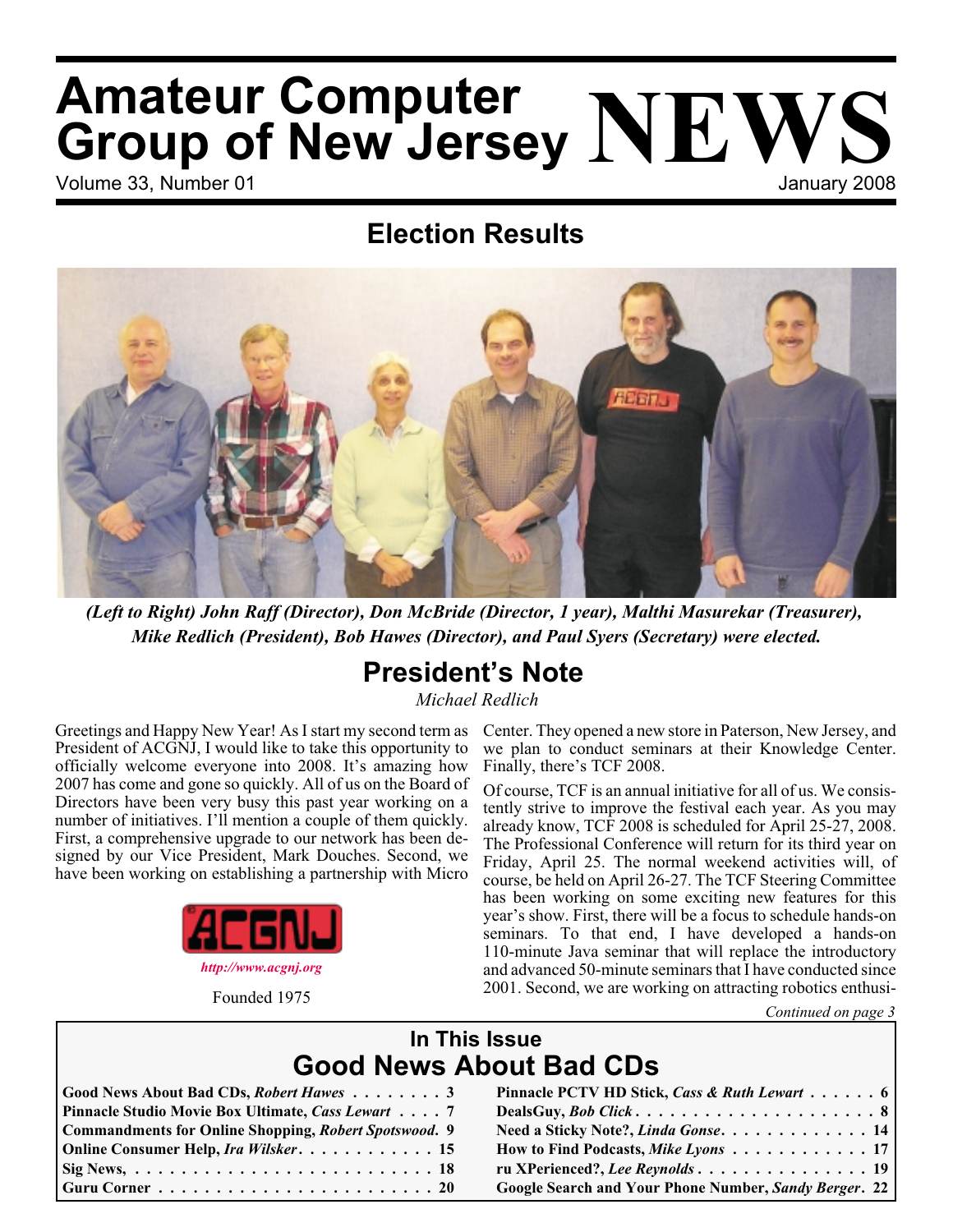# Amateur Computer Group of New Jersey NEWS

Volume 33, Number 01 — January 2008

## Election Results

*(Left to Right) John Raff (Director), Don McBride (Director, 1 year), Malthi Masurekar (Treasurer), Mike Redlich (President), Bob Hawes (Director), and Paul Syers (Secretary) were elected.*

## President's Note

*Michael Redlich*

Greetings and Happy New Year! As I start my second term as President of ACGNJ, I would like to take this opportunity to officially welcome everyone into 2008. It's amazing how 2007 has come and gone so quickly. All of us on the Board of Directors have been very busy this past year working on a number of initiatives. I'll mention a couple of them quickly. First, a comprehensive upgrade to our network has been designed by our Vice President, Mark Douches. Second, we have been working on establishing a partnership with Micro Center. They opened a new store in Paterson, New Jersey, and we plan to conduct seminars at their Knowledge Center. Finally, there's TCF 2008.

Of course, TCF is an annual initiative for all of us. We consistently strive to improve the festival each year. As you may already know, TCF 2008 is scheduled for April 25-27, 2008. The Professional Conference will return for its third year on Friday, April 25. The normal weekend activities will, of course, be held on April 26-27. The TCF Steering Committee has been working on some exciting new features for this year's show. First, there will be a focus to schedule hands-on seminars. To that end, I have developed a hands-on 110-minute Java seminar that will replace the introductory and advanced 50-minute seminars that I have conducted since 2001. Second, we are working on attracting robotics enthusi-

*Continued on page 3*

ACGNJ

*http://www.acgnj.org*

Founded 1975

## In This Issue

## Good News About Bad CDs

- **Good News About Bad CDs, *Robert Hawes*** . . . . . . . . 3
- **Pinnacle Studio Movie Box Ultimate, *Cass Lewart*** . . . . 7
- **Commandments for Online Shopping, *Robert Spotswood*.** 9
- **Online Consumer Help, *Ira Wilsker*** . . . . . . . . . . . 15
- **Sig News,** . . . . . . . . . . . . . . . . . . . . . . . . . . . 18
- **Guru Corner** . . . . . . . . . . . . . . . . . . . . . . . . . 20
- **Pinnacle PCTV HD Stick, *Cass & Ruth Lewart*** . . . . . . 6
- **DealsGuy, *Bob Click*** . . . . . . . . . . . . . . . . . . . . 8
- **Need a Sticky Note?, *Linda Gonse*** . . . . . . . . . . . . 14
- **How to Find Podcasts, *Mike Lyons*** . . . . . . . . . . . . 17
- **ru XPerienced?, *Lee Reynolds*** . . . . . . . . . . . . . . 19
- **Google Search and Your Phone Number, *Sandy Berger*.** 22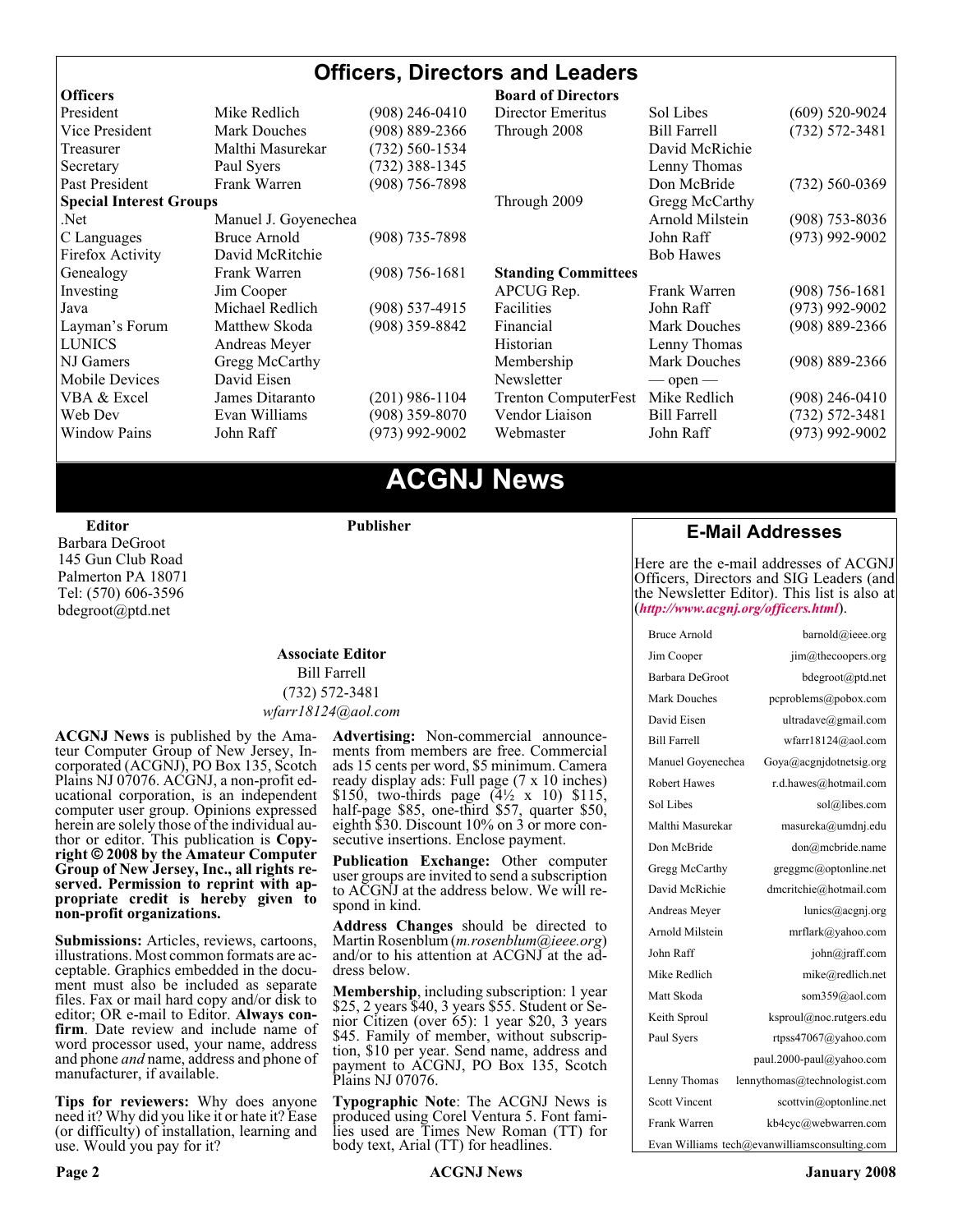# Officers, Directors and Leaders

| **Officers** | | | **Board of Directors** | | |
|---|---|---|---|---|---|
| President | Mike Redlich | (908) 246-0410 | Director Emeritus | Sol Libes | (609) 520-9024 |
| Vice President | Mark Douches | (908) 889-2366 | Through 2008 | Bill Farrell | (732) 572-3481 |
| Treasurer | Malthi Masurekar | (732) 560-1534 | | David McRichie | |
| Secretary | Paul Syers | (732) 388-1345 | | Lenny Thomas | |
| Past President | Frank Warren | (908) 756-7898 | | Don McBride | (732) 560-0369 |
| **Special Interest Groups** | | | Through 2009 | Gregg McCarthy | |
| .Net | Manuel J. Goyenechea | | | Arnold Milstein | (908) 753-8036 |
| C Languages | Bruce Arnold | (908) 735-7898 | | John Raff | (973) 992-9002 |
| Firefox Activity | David McRitchie | | | Bob Hawes | |
| Genealogy | Frank Warren | (908) 756-1681 | **Standing Committees** | | |
| Investing | Jim Cooper | | APCUG Rep. | Frank Warren | (908) 756-1681 |
| Java | Michael Redlich | (908) 537-4915 | Facilities | John Raff | (973) 992-9002 |
| Layman's Forum | Matthew Skoda | (908) 359-8842 | Financial | Mark Douches | (908) 889-2366 |
| LUNICS | Andreas Meyer | | Historian | Lenny Thomas | |
| NJ Gamers | Gregg McCarthy | | Membership | Mark Douches | (908) 889-2366 |
| Mobile Devices | David Eisen | | Newsletter | — open — | |
| VBA & Excel | James Ditaranto | (201) 986-1104 | Trenton ComputerFest | Mike Redlich | (908) 246-0410 |
| Web Dev | Evan Williams | (908) 359-8070 | Vendor Liaison | Bill Farrell | (732) 572-3481 |
| Window Pains | John Raff | (973) 992-9002 | Webmaster | John Raff | (973) 992-9002 |

# ACGNJ News

**Editor**
Barbara DeGroot
145 Gun Club Road
Palmerton PA 18071
Tel: (570) 606-3596
bdegroot@ptd.net

**Publisher**

**Associate Editor**
Bill Farrell
(732) 572-3481
*wfarr18124@aol.com*

**ACGNJ News** is published by the Amateur Computer Group of New Jersey, Incorporated (ACGNJ), PO Box 135, Scotch Plains NJ 07076. ACGNJ, a non-profit educational corporation, is an independent computer user group. Opinions expressed herein are solely those of the individual author or editor. This publication is **Copyright © 2008 by the Amateur Computer Group of New Jersey, Inc., all rights reserved. Permission to reprint with appropriate credit is hereby given to non-profit organizations.**

**Submissions:** Articles, reviews, cartoons, illustrations. Most common formats are acceptable. Graphics embedded in the document must also be included as separate files. Fax or mail hard copy and/or disk to editor; OR e-mail to Editor. **Always confirm**. Date review and include name of word processor used, your name, address and phone *and* name, address and phone of manufacturer, if available.

**Tips for reviewers:** Why does anyone need it? Why did you like it or hate it? Ease (or difficulty) of installation, learning and use. Would you pay for it?

**Advertising:** Non-commercial announcements from members are free. Commercial ads 15 cents per word, $5 minimum. Camera ready display ads: Full page (7 x 10 inches) $150, two-thirds page (4½ x 10) $115, half-page $85, one-third $57, quarter $50, eighth $30. Discount 10% on 3 or more consecutive insertions. Enclose payment.

**Publication Exchange:** Other computer user groups are invited to send a subscription to ACGNJ at the address below. We will respond in kind.

**Address Changes** should be directed to Martin Rosenblum (*m.rosenblum@ieee.org*) and/or to his attention at ACGNJ at the address below.

**Membership**, including subscription: 1 year $25, 2 years $40, 3 years $55. Student or Senior Citizen (over 65): 1 year $20, 3 years $45. Family of member, without subscription, $10 per year. Send name, address and payment to ACGNJ, PO Box 135, Scotch Plains NJ 07076.

**Typographic Note**: The ACGNJ News is produced using Corel Ventura 5. Font families used are Times New Roman (TT) for body text, Arial (TT) for headlines.

## E-Mail Addresses

Here are the e-mail addresses of ACGNJ Officers, Directors and SIG Leaders (and the Newsletter Editor). This list is also at (*http://www.acgnj.org/officers.html*).

| Name | E-mail |
|---|---|
| Bruce Arnold | barnold@ieee.org |
| Jim Cooper | jim@thecoopers.org |
| Barbara DeGroot | bdegroot@ptd.net |
| Mark Douches | pcproblems@pobox.com |
| David Eisen | ultradave@gmail.com |
| Bill Farrell | wfarr18124@aol.com |
| Manuel Goyenechea | Goya@acgnjdotnetsig.org |
| Robert Hawes | r.d.hawes@hotmail.com |
| Sol Libes | sol@libes.com |
| Malthi Masurekar | masureka@umdnj.edu |
| Don McBride | don@mcbride.name |
| Gregg McCarthy | greggmc@optonline.net |
| David McRichie | dmcritchie@hotmail.com |
| Andreas Meyer | lunics@acgnj.org |
| Arnold Milstein | mrflark@yahoo.com |
| John Raff | john@jraff.com |
| Mike Redlich | mike@redlich.net |
| Matt Skoda | som359@aol.com |
| Keith Sproul | ksproul@noc.rutgers.edu |
| Paul Syers | rtpss47067@yahoo.com |
| | paul.2000-paul@yahoo.com |
| Lenny Thomas | lennythomas@technologist.com |
| Scott Vincent | scottvin@optonline.net |
| Frank Warren | kb4cyc@webwarren.com |
| Evan Williams | tech@evanwilliamsconsulting.com |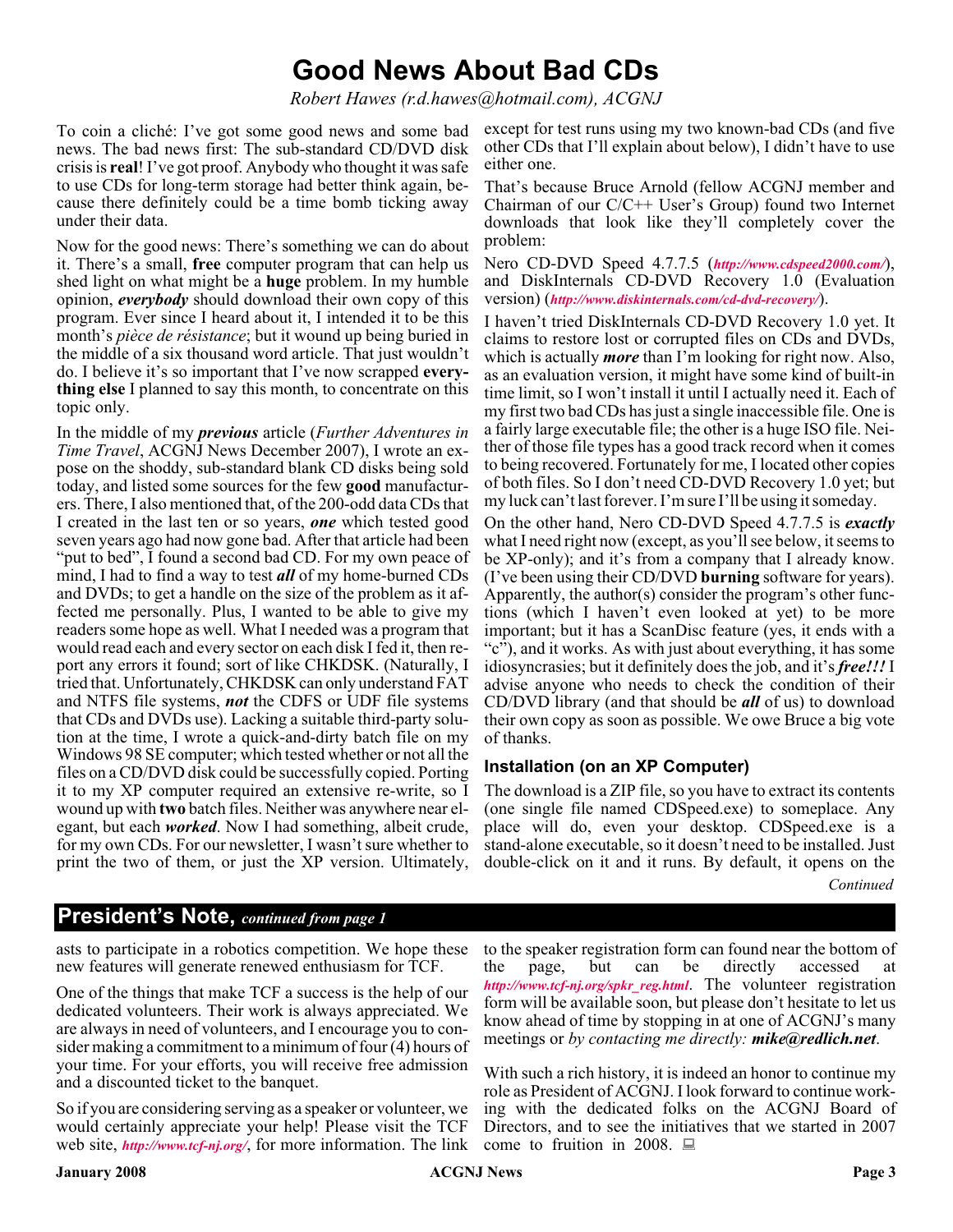# Good News About Bad CDs

*Robert Hawes (r.d.hawes@hotmail.com), ACGNJ*

To coin a cliché: I've got some good news and some bad news. The bad news first: The sub-standard CD/DVD disk crisis is **real**! I've got proof. Anybody who thought it was safe to use CDs for long-term storage had better think again, because there definitely could be a time bomb ticking away under their data.

Now for the good news: There's something we can do about it. There's a small, **free** computer program that can help us shed light on what might be a **huge** problem. In my humble opinion, ***everybody*** should download their own copy of this program. Ever since I heard about it, I intended it to be this month's *pièce de résistance*; but it wound up being buried in the middle of a six thousand word article. That just wouldn't do. I believe it's so important that I've now scrapped **everything else** I planned to say this month, to concentrate on this topic only.

In the middle of my ***previous*** article (*Further Adventures in Time Travel*, ACGNJ News December 2007), I wrote an expose on the shoddy, sub-standard blank CD disks being sold today, and listed some sources for the few **good** manufacturers. There, I also mentioned that, of the 200-odd data CDs that I created in the last ten or so years, ***one*** which tested good seven years ago had now gone bad. After that article had been "put to bed", I found a second bad CD. For my own peace of mind, I had to find a way to test ***all*** of my home-burned CDs and DVDs; to get a handle on the size of the problem as it affected me personally. Plus, I wanted to be able to give my readers some hope as well. What I needed was a program that would read each and every sector on each disk I fed it, then report any errors it found; sort of like CHKDSK. (Naturally, I tried that. Unfortunately, CHKDSK can only understand FAT and NTFS file systems, ***not*** the CDFS or UDF file systems that CDs and DVDs use). Lacking a suitable third-party solution at the time, I wrote a quick-and-dirty batch file on my Windows 98 SE computer; which tested whether or not all the files on a CD/DVD disk could be successfully copied. Porting it to my XP computer required an extensive re-write, so I wound up with **two** batch files. Neither was anywhere near elegant, but each ***worked***. Now I had something, albeit crude, for my own CDs. For our newsletter, I wasn't sure whether to print the two of them, or just the XP version. Ultimately, except for test runs using my two known-bad CDs (and five other CDs that I'll explain about below), I didn't have to use either one.

That's because Bruce Arnold (fellow ACGNJ member and Chairman of our C/C++ User's Group) found two Internet downloads that look like they'll completely cover the problem:

Nero CD-DVD Speed 4.7.7.5 (***http://www.cdspeed2000.com/***), and DiskInternals CD-DVD Recovery 1.0 (Evaluation version) (***http://www.diskinternals.com/cd-dvd-recovery/***).

I haven't tried DiskInternals CD-DVD Recovery 1.0 yet. It claims to restore lost or corrupted files on CDs and DVDs, which is actually ***more*** than I'm looking for right now. Also, as an evaluation version, it might have some kind of built-in time limit, so I won't install it until I actually need it. Each of my first two bad CDs has just a single inaccessible file. One is a fairly large executable file; the other is a huge ISO file. Neither of those file types has a good track record when it comes to being recovered. Fortunately for me, I located other copies of both files. So I don't need CD-DVD Recovery 1.0 yet; but my luck can't last forever. I'm sure I'll be using it someday.

On the other hand, Nero CD-DVD Speed 4.7.7.5 is ***exactly*** what I need right now (except, as you'll see below, it seems to be XP-only); and it's from a company that I already know. (I've been using their CD/DVD **burning** software for years). Apparently, the author(s) consider the program's other functions (which I haven't even looked at yet) to be more important; but it has a ScanDisc feature (yes, it ends with a "c"), and it works. As with just about everything, it has some idiosyncrasies; but it definitely does the job, and it's ***free!!!*** I advise anyone who needs to check the condition of their CD/DVD library (and that should be ***all*** of us) to download their own copy as soon as possible. We owe Bruce a big vote of thanks.

### Installation (on an XP Computer)

The download is a ZIP file, so you have to extract its contents (one single file named CDSpeed.exe) to someplace. Any place will do, even your desktop. CDSpeed.exe is a stand-alone executable, so it doesn't need to be installed. Just double-click on it and it runs. By default, it opens on the

*Continued*

## President's Note, *continued from page 1*

asts to participate in a robotics competition. We hope these new features will generate renewed enthusiasm for TCF.

One of the things that make TCF a success is the help of our dedicated volunteers. Their work is always appreciated. We are always in need of volunteers, and I encourage you to consider making a commitment to a minimum of four (4) hours of your time. For your efforts, you will receive free admission and a discounted ticket to the banquet.

So if you are considering serving as a speaker or volunteer, we would certainly appreciate your help! Please visit the TCF web site, ***http://www.tcf-nj.org/***, for more information. The link to the speaker registration form can found near the bottom of the page, but can be directly accessed at ***http://www.tcf-nj.org/spkr_reg.html***. The volunteer registration form will be available soon, but please don't hesitate to let us know ahead of time by stopping in at one of ACGNJ's many meetings or *by contacting me directly:* ***mike@redlich.net***.

With such a rich history, it is indeed an honor to continue my role as President of ACGNJ. I look forward to continue working with the dedicated folks on the ACGNJ Board of Directors, and to see the initiatives that we started in 2007 come to fruition in 2008.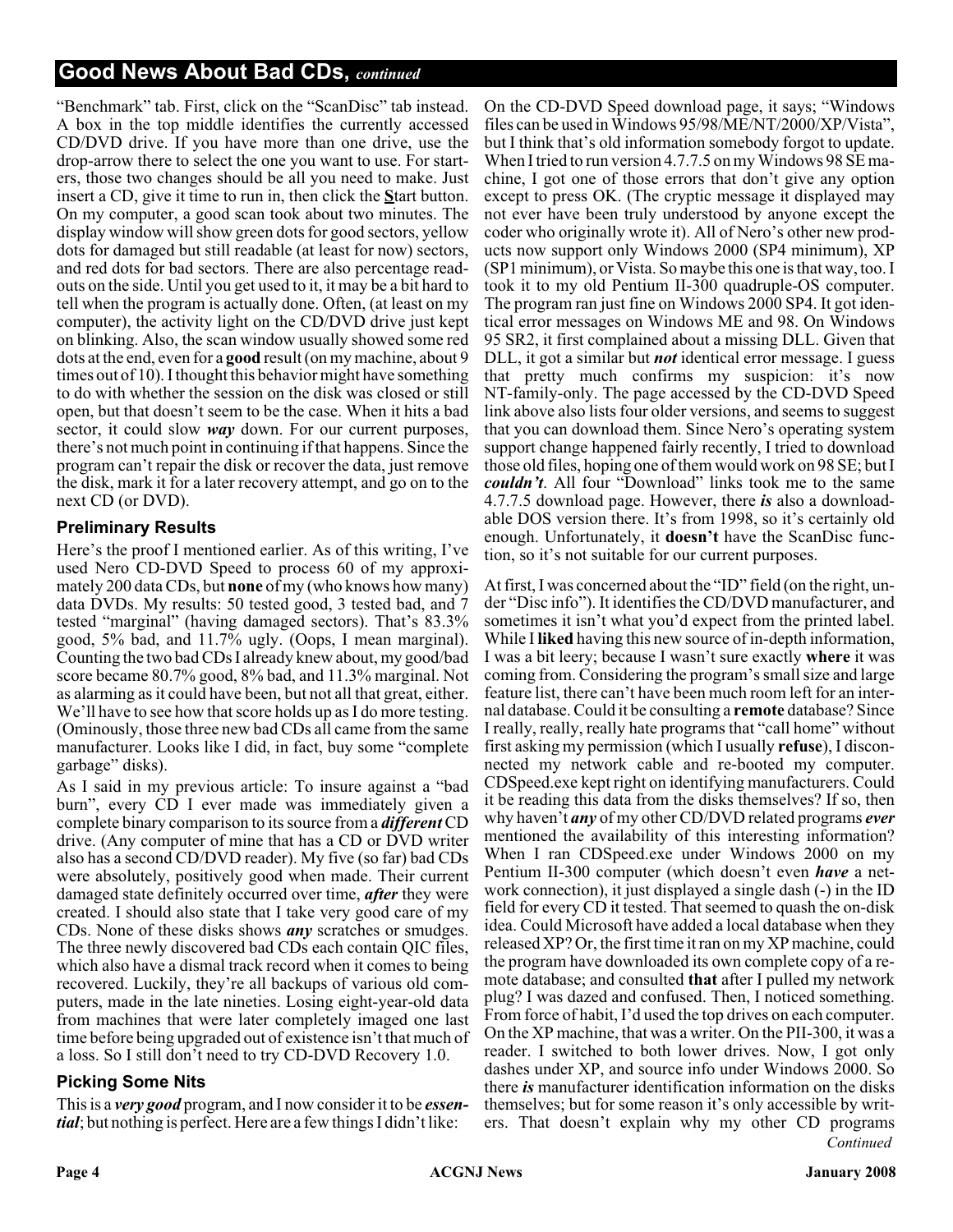## Good News About Bad CDs, *continued*

"Benchmark" tab. First, click on the "ScanDisc" tab instead. A box in the top middle identifies the currently accessed CD/DVD drive. If you have more than one drive, use the drop-arrow there to select the one you want to use. For starters, those two changes should be all you need to make. Just insert a CD, give it time to run in, then click the **S**tart button. On my computer, a good scan took about two minutes. The display window will show green dots for good sectors, yellow dots for damaged but still readable (at least for now) sectors, and red dots for bad sectors. There are also percentage readouts on the side. Until you get used to it, it may be a bit hard to tell when the program is actually done. Often, (at least on my computer), the activity light on the CD/DVD drive just kept on blinking. Also, the scan window usually showed some red dots at the end, even for a **good** result (on my machine, about 9 times out of 10). I thought this behavior might have something to do with whether the session on the disk was closed or still open, but that doesn't seem to be the case. When it hits a bad sector, it could slow ***way*** down. For our current purposes, there's not much point in continuing if that happens. Since the program can't repair the disk or recover the data, just remove the disk, mark it for a later recovery attempt, and go on to the next CD (or DVD).

### Preliminary Results

Here's the proof I mentioned earlier. As of this writing, I've used Nero CD-DVD Speed to process 60 of my approximately 200 data CDs, but **none** of my (who knows how many) data DVDs. My results: 50 tested good, 3 tested bad, and 7 tested "marginal" (having damaged sectors). That's 83.3% good, 5% bad, and 11.7% ugly. (Oops, I mean marginal). Counting the two bad CDs I already knew about, my good/bad score became 80.7% good, 8% bad, and 11.3% marginal. Not as alarming as it could have been, but not all that great, either. We'll have to see how that score holds up as I do more testing. (Ominously, those three new bad CDs all came from the same manufacturer. Looks like I did, in fact, buy some "complete garbage" disks).

As I said in my previous article: To insure against a "bad burn", every CD I ever made was immediately given a complete binary comparison to its source from a ***different*** CD drive. (Any computer of mine that has a CD or DVD writer also has a second CD/DVD reader). My five (so far) bad CDs were absolutely, positively good when made. Their current damaged state definitely occurred over time, ***after*** they were created. I should also state that I take very good care of my CDs. None of these disks shows ***any*** scratches or smudges. The three newly discovered bad CDs each contain QIC files, which also have a dismal track record when it comes to being recovered. Luckily, they're all backups of various old computers, made in the late nineties. Losing eight-year-old data from machines that were later completely imaged one last time before being upgraded out of existence isn't that much of a loss. So I still don't need to try CD-DVD Recovery 1.0.

### Picking Some Nits

This is a ***very good*** program, and I now consider it to be ***essential***; but nothing is perfect. Here are a few things I didn't like:

On the CD-DVD Speed download page, it says; "Windows files can be used in Windows 95/98/ME/NT/2000/XP/Vista", but I think that's old information somebody forgot to update. When I tried to run version 4.7.7.5 on my Windows 98 SE machine, I got one of those errors that don't give any option except to press OK. (The cryptic message it displayed may not ever have been truly understood by anyone except the coder who originally wrote it). All of Nero's other new products now support only Windows 2000 (SP4 minimum), XP (SP1 minimum), or Vista. So maybe this one is that way, too. I took it to my old Pentium II-300 quadruple-OS computer. The program ran just fine on Windows 2000 SP4. It got identical error messages on Windows ME and 98. On Windows 95 SR2, it first complained about a missing DLL. Given that DLL, it got a similar but ***not*** identical error message. I guess that pretty much confirms my suspicion: it's now NT-family-only. The page accessed by the CD-DVD Speed link above also lists four older versions, and seems to suggest that you can download them. Since Nero's operating system support change happened fairly recently, I tried to download those old files, hoping one of them would work on 98 SE; but I ***couldn't***. All four "Download" links took me to the same 4.7.7.5 download page. However, there ***is*** also a downloadable DOS version there. It's from 1998, so it's certainly old enough. Unfortunately, it **doesn't** have the ScanDisc function, so it's not suitable for our current purposes.

At first, I was concerned about the "ID" field (on the right, under "Disc info"). It identifies the CD/DVD manufacturer, and sometimes it isn't what you'd expect from the printed label. While I **liked** having this new source of in-depth information, I was a bit leery; because I wasn't sure exactly **where** it was coming from. Considering the program's small size and large feature list, there can't have been much room left for an internal database. Could it be consulting a **remote** database? Since I really, really, really hate programs that "call home" without first asking my permission (which I usually **refuse**), I disconnected my network cable and re-booted my computer. CDSpeed.exe kept right on identifying manufacturers. Could it be reading this data from the disks themselves? If so, then why haven't ***any*** of my other CD/DVD related programs ***ever*** mentioned the availability of this interesting information? When I ran CDSpeed.exe under Windows 2000 on my Pentium II-300 computer (which doesn't even ***have*** a network connection), it just displayed a single dash (-) in the ID field for every CD it tested. That seemed to quash the on-disk idea. Could Microsoft have added a local database when they released XP? Or, the first time it ran on my XP machine, could the program have downloaded its own complete copy of a remote database; and consulted **that** after I pulled my network plug? I was dazed and confused. Then, I noticed something. From force of habit, I'd used the top drives on each computer. On the XP machine, that was a writer. On the PII-300, it was a reader. I switched to both lower drives. Now, I got only dashes under XP, and source info under Windows 2000. So there ***is*** manufacturer identification information on the disks themselves; but for some reason it's only accessible by writers. That doesn't explain why my other CD programs

*Continued*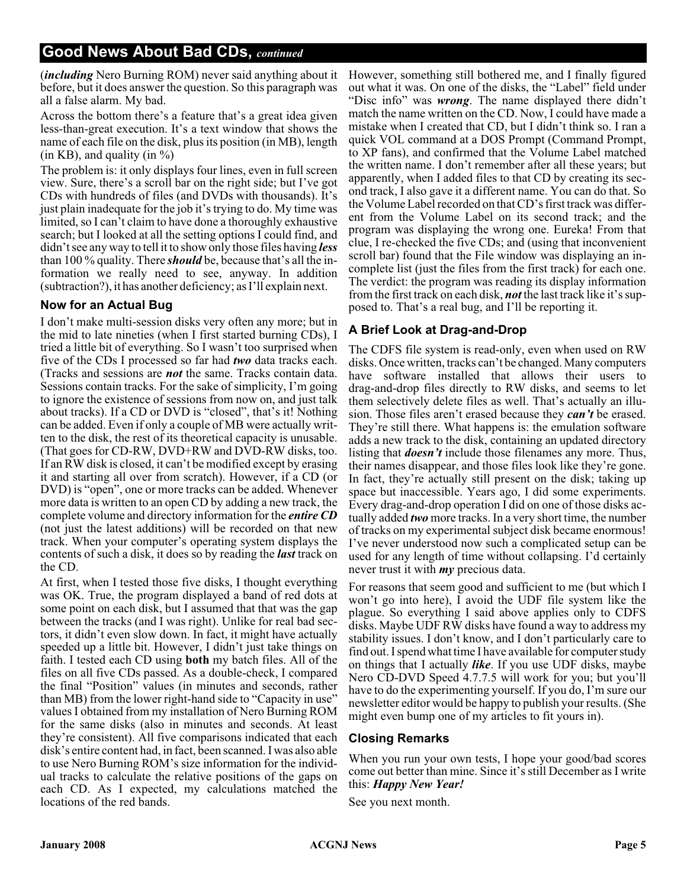## Good News About Bad CDs, *continued*

(***including*** Nero Burning ROM) never said anything about it before, but it does answer the question. So this paragraph was all a false alarm. My bad.

Across the bottom there's a feature that's a great idea given less-than-great execution. It's a text window that shows the name of each file on the disk, plus its position (in MB), length (in KB), and quality (in %)

The problem is: it only displays four lines, even in full screen view. Sure, there's a scroll bar on the right side; but I've got CDs with hundreds of files (and DVDs with thousands). It's just plain inadequate for the job it's trying to do. My time was limited, so I can't claim to have done a thoroughly exhaustive search; but I looked at all the setting options I could find, and didn't see any way to tell it to show only those files having ***less*** than 100 % quality. There ***should*** be, because that's all the information we really need to see, anyway. In addition (subtraction?), it has another deficiency; as I'll explain next.

### Now for an Actual Bug

I don't make multi-session disks very often any more; but in the mid to late nineties (when I first started burning CDs), I tried a little bit of everything. So I wasn't too surprised when five of the CDs I processed so far had ***two*** data tracks each. (Tracks and sessions are ***not*** the same. Tracks contain data. Sessions contain tracks. For the sake of simplicity, I'm going to ignore the existence of sessions from now on, and just talk about tracks). If a CD or DVD is "closed", that's it! Nothing can be added. Even if only a couple of MB were actually written to the disk, the rest of its theoretical capacity is unusable. (That goes for CD-RW, DVD+RW and DVD-RW disks, too. If an RW disk is closed, it can't be modified except by erasing it and starting all over from scratch). However, if a CD (or DVD) is "open", one or more tracks can be added. Whenever more data is written to an open CD by adding a new track, the complete volume and directory information for the ***entire CD*** (not just the latest additions) will be recorded on that new track. When your computer's operating system displays the contents of such a disk, it does so by reading the ***last*** track on the CD.

At first, when I tested those five disks, I thought everything was OK. True, the program displayed a band of red dots at some point on each disk, but I assumed that that was the gap between the tracks (and I was right). Unlike for real bad sectors, it didn't even slow down. In fact, it might have actually speeded up a little bit. However, I didn't just take things on faith. I tested each CD using **both** my batch files. All of the files on all five CDs passed. As a double-check, I compared the final "Position" values (in minutes and seconds, rather than MB) from the lower right-hand side to "Capacity in use" values I obtained from my installation of Nero Burning ROM for the same disks (also in minutes and seconds. At least they're consistent). All five comparisons indicated that each disk's entire content had, in fact, been scanned. I was also able to use Nero Burning ROM's size information for the individual tracks to calculate the relative positions of the gaps on each CD. As I expected, my calculations matched the locations of the red bands.

However, something still bothered me, and I finally figured out what it was. On one of the disks, the "Label" field under "Disc info" was ***wrong***. The name displayed there didn't match the name written on the CD. Now, I could have made a mistake when I created that CD, but I didn't think so. I ran a quick VOL command at a DOS Prompt (Command Prompt, to XP fans), and confirmed that the Volume Label matched the written name. I don't remember after all these years; but apparently, when I added files to that CD by creating its second track, I also gave it a different name. You can do that. So the Volume Label recorded on that CD's first track was different from the Volume Label on its second track; and the program was displaying the wrong one. Eureka! From that clue, I re-checked the five CDs; and (using that inconvenient scroll bar) found that the File window was displaying an incomplete list (just the files from the first track) for each one. The verdict: the program was reading its display information from the first track on each disk, ***not*** the last track like it's supposed to. That's a real bug, and I'll be reporting it.

### A Brief Look at Drag-and-Drop

The CDFS file system is read-only, even when used on RW disks. Once written, tracks can't be changed. Many computers have software installed that allows their users to drag-and-drop files directly to RW disks, and seems to let them selectively delete files as well. That's actually an illusion. Those files aren't erased because they ***can't*** be erased. They're still there. What happens is: the emulation software adds a new track to the disk, containing an updated directory listing that ***doesn't*** include those filenames any more. Thus, their names disappear, and those files look like they're gone. In fact, they're actually still present on the disk; taking up space but inaccessible. Years ago, I did some experiments. Every drag-and-drop operation I did on one of those disks actually added ***two*** more tracks. In a very short time, the number of tracks on my experimental subject disk became enormous! I've never understood now such a complicated setup can be used for any length of time without collapsing. I'd certainly never trust it with ***my*** precious data.

For reasons that seem good and sufficient to me (but which I won't go into here), I avoid the UDF file system like the plague. So everything I said above applies only to CDFS disks. Maybe UDF RW disks have found a way to address my stability issues. I don't know, and I don't particularly care to find out. I spend what time I have available for computer study on things that I actually ***like***. If you use UDF disks, maybe Nero CD-DVD Speed 4.7.7.5 will work for you; but you'll have to do the experimenting yourself. If you do, I'm sure our newsletter editor would be happy to publish your results. (She might even bump one of my articles to fit yours in).

### Closing Remarks

When you run your own tests, I hope your good/bad scores come out better than mine. Since it's still December as I write this: ***Happy New Year!***

See you next month.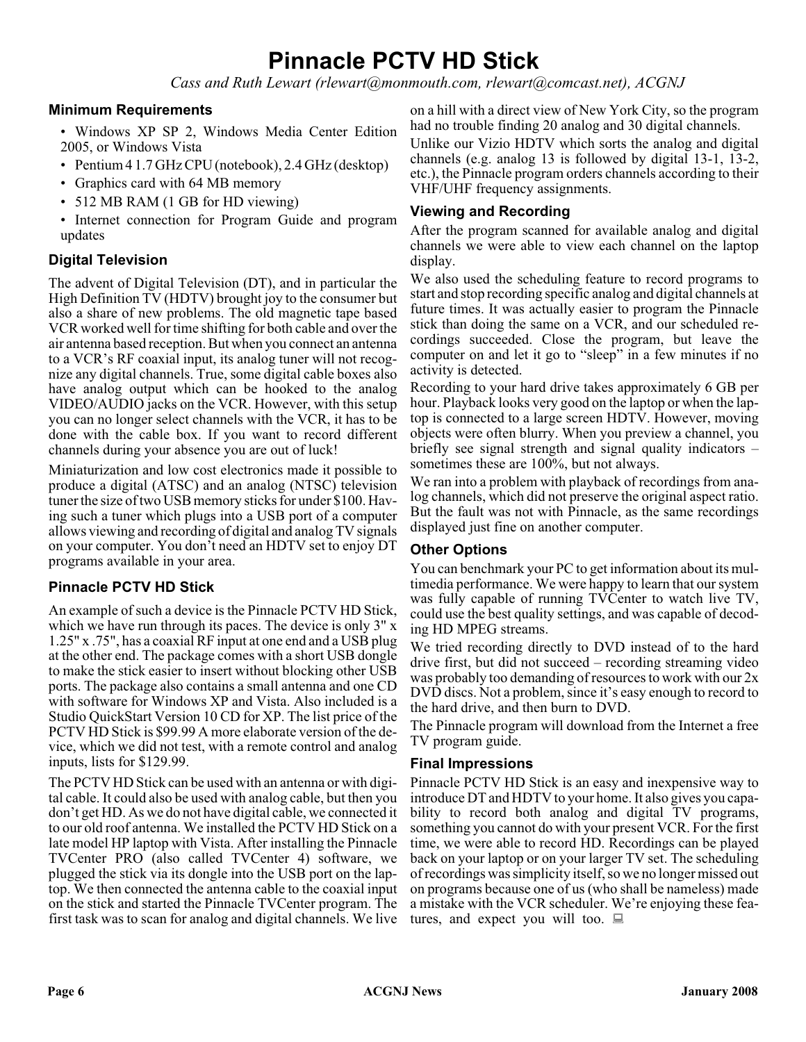# Pinnacle PCTV HD Stick

*Cass and Ruth Lewart (rlewart@monmouth.com, rlewart@comcast.net), ACGNJ*

### Minimum Requirements

- Windows XP SP 2, Windows Media Center Edition 2005, or Windows Vista
- Pentium 4 1.7 GHz CPU (notebook), 2.4 GHz (desktop)
- Graphics card with 64 MB memory
- 512 MB RAM (1 GB for HD viewing)
- Internet connection for Program Guide and program updates

### Digital Television

The advent of Digital Television (DT), and in particular the High Definition TV (HDTV) brought joy to the consumer but also a share of new problems. The old magnetic tape based VCR worked well for time shifting for both cable and over the air antenna based reception. But when you connect an antenna to a VCR's RF coaxial input, its analog tuner will not recognize any digital channels. True, some digital cable boxes also have analog output which can be hooked to the analog VIDEO/AUDIO jacks on the VCR. However, with this setup you can no longer select channels with the VCR, it has to be done with the cable box. If you want to record different channels during your absence you are out of luck!

Miniaturization and low cost electronics made it possible to produce a digital (ATSC) and an analog (NTSC) television tuner the size of two USB memory sticks for under $100. Having such a tuner which plugs into a USB port of a computer allows viewing and recording of digital and analog TV signals on your computer. You don't need an HDTV set to enjoy DT programs available in your area.

### Pinnacle PCTV HD Stick

An example of such a device is the Pinnacle PCTV HD Stick, which we have run through its paces. The device is only 3" x 1.25" x .75", has a coaxial RF input at one end and a USB plug at the other end. The package comes with a short USB dongle to make the stick easier to insert without blocking other USB ports. The package also contains a small antenna and one CD with software for Windows XP and Vista. Also included is a Studio QuickStart Version 10 CD for XP. The list price of the PCTV HD Stick is $99.99 A more elaborate version of the device, which we did not test, with a remote control and analog inputs, lists for $129.99.

The PCTV HD Stick can be used with an antenna or with digital cable. It could also be used with analog cable, but then you don't get HD. As we do not have digital cable, we connected it to our old roof antenna. We installed the PCTV HD Stick on a late model HP laptop with Vista. After installing the Pinnacle TVCenter PRO (also called TVCenter 4) software, we plugged the stick via its dongle into the USB port on the laptop. We then connected the antenna cable to the coaxial input on the stick and started the Pinnacle TVCenter program. The first task was to scan for analog and digital channels. We live on a hill with a direct view of New York City, so the program had no trouble finding 20 analog and 30 digital channels.

Unlike our Vizio HDTV which sorts the analog and digital channels (e.g. analog 13 is followed by digital 13-1, 13-2, etc.), the Pinnacle program orders channels according to their VHF/UHF frequency assignments.

### Viewing and Recording

After the program scanned for available analog and digital channels we were able to view each channel on the laptop display.

We also used the scheduling feature to record programs to start and stop recording specific analog and digital channels at future times. It was actually easier to program the Pinnacle stick than doing the same on a VCR, and our scheduled recordings succeeded. Close the program, but leave the computer on and let it go to "sleep" in a few minutes if no activity is detected.

Recording to your hard drive takes approximately 6 GB per hour. Playback looks very good on the laptop or when the laptop is connected to a large screen HDTV. However, moving objects were often blurry. When you preview a channel, you briefly see signal strength and signal quality indicators – sometimes these are 100%, but not always.

We ran into a problem with playback of recordings from analog channels, which did not preserve the original aspect ratio. But the fault was not with Pinnacle, as the same recordings displayed just fine on another computer.

### Other Options

You can benchmark your PC to get information about its multimedia performance. We were happy to learn that our system was fully capable of running TVCenter to watch live TV, could use the best quality settings, and was capable of decoding HD MPEG streams.

We tried recording directly to DVD instead of to the hard drive first, but did not succeed – recording streaming video was probably too demanding of resources to work with our 2x DVD discs. Not a problem, since it's easy enough to record to the hard drive, and then burn to DVD.

The Pinnacle program will download from the Internet a free TV program guide.

### Final Impressions

Pinnacle PCTV HD Stick is an easy and inexpensive way to introduce DT and HDTV to your home. It also gives you capability to record both analog and digital TV programs, something you cannot do with your present VCR. For the first time, we were able to record HD. Recordings can be played back on your laptop or on your larger TV set. The scheduling of recordings was simplicity itself, so we no longer missed out on programs because one of us (who shall be nameless) made a mistake with the VCR scheduler. We're enjoying these features, and expect you will too.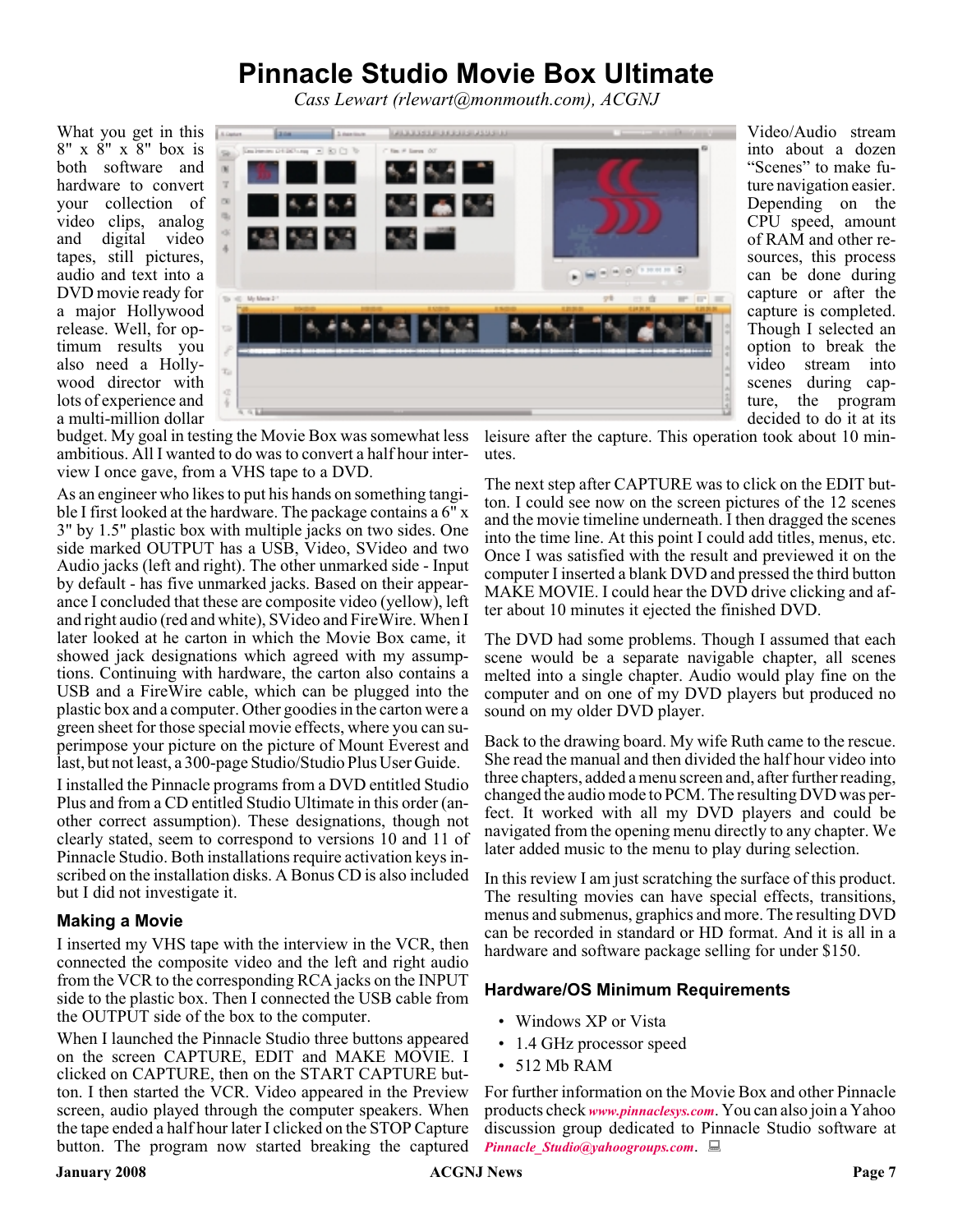# Pinnacle Studio Movie Box Ultimate

*Cass Lewart (rlewart@monmouth.com), ACGNJ*

What you get in this 8" x 8" x 8" box is both software and hardware to convert your collection of video clips, analog and digital video tapes, still pictures, audio and text into a DVD movie ready for a major Hollywood release. Well, for optimum results you also need a Hollywood director with lots of experience and a multi-million dollar budget. My goal in testing the Movie Box was somewhat less ambitious. All I wanted to do was to convert a half hour interview I once gave, from a VHS tape to a DVD.

As an engineer who likes to put his hands on something tangible I first looked at the hardware. The package contains a 6" x 3" by 1.5" plastic box with multiple jacks on two sides. One side marked OUTPUT has a USB, Video, SVideo and two Audio jacks (left and right). The other unmarked side - Input by default - has five unmarked jacks. Based on their appearance I concluded that these are composite video (yellow), left and right audio (red and white), SVideo and FireWire. When I later looked at he carton in which the Movie Box came, it showed jack designations which agreed with my assumptions. Continuing with hardware, the carton also contains a USB and a FireWire cable, which can be plugged into the plastic box and a computer. Other goodies in the carton were a green sheet for those special movie effects, where you can superimpose your picture on the picture of Mount Everest and last, but not least, a 300-page Studio/Studio Plus User Guide.

I installed the Pinnacle programs from a DVD entitled Studio Plus and from a CD entitled Studio Ultimate in this order (another correct assumption). These designations, though not clearly stated, seem to correspond to versions 10 and 11 of Pinnacle Studio. Both installations require activation keys inscribed on the installation disks. A Bonus CD is also included but I did not investigate it.

### Making a Movie

I inserted my VHS tape with the interview in the VCR, then connected the composite video and the left and right audio from the VCR to the corresponding RCA jacks on the INPUT side to the plastic box. Then I connected the USB cable from the OUTPUT side of the box to the computer.

When I launched the Pinnacle Studio three buttons appeared on the screen CAPTURE, EDIT and MAKE MOVIE. I clicked on CAPTURE, then on the START CAPTURE button. I then started the VCR. Video appeared in the Preview screen, audio played through the computer speakers. When the tape ended a half hour later I clicked on the STOP Capture button. The program now started breaking the captured Video/Audio stream into about a dozen "Scenes" to make future navigation easier. Depending on the CPU speed, amount of RAM and other resources, this process can be done during capture or after the capture is completed. Though I selected an option to break the video stream into scenes during capture, the program decided to do it at its leisure after the capture. This operation took about 10 minutes.

The next step after CAPTURE was to click on the EDIT button. I could see now on the screen pictures of the 12 scenes and the movie timeline underneath. I then dragged the scenes into the time line. At this point I could add titles, menus, etc. Once I was satisfied with the result and previewed it on the computer I inserted a blank DVD and pressed the third button MAKE MOVIE. I could hear the DVD drive clicking and after about 10 minutes it ejected the finished DVD.

The DVD had some problems. Though I assumed that each scene would be a separate navigable chapter, all scenes melted into a single chapter. Audio would play fine on the computer and on one of my DVD players but produced no sound on my older DVD player.

Back to the drawing board. My wife Ruth came to the rescue. She read the manual and then divided the half hour video into three chapters, added a menu screen and, after further reading, changed the audio mode to PCM. The resulting DVD was perfect. It worked with all my DVD players and could be navigated from the opening menu directly to any chapter. We later added music to the menu to play during selection.

In this review I am just scratching the surface of this product. The resulting movies can have special effects, transitions, menus and submenus, graphics and more. The resulting DVD can be recorded in standard or HD format. And it is all in a hardware and software package selling for under $150.

### Hardware/OS Minimum Requirements

- Windows XP or Vista
- 1.4 GHz processor speed
- 512 Mb RAM

For further information on the Movie Box and other Pinnacle products check *www.pinnaclesys.com*. You can also join a Yahoo discussion group dedicated to Pinnacle Studio software at *Pinnacle_Studio@yahoogroups.com*.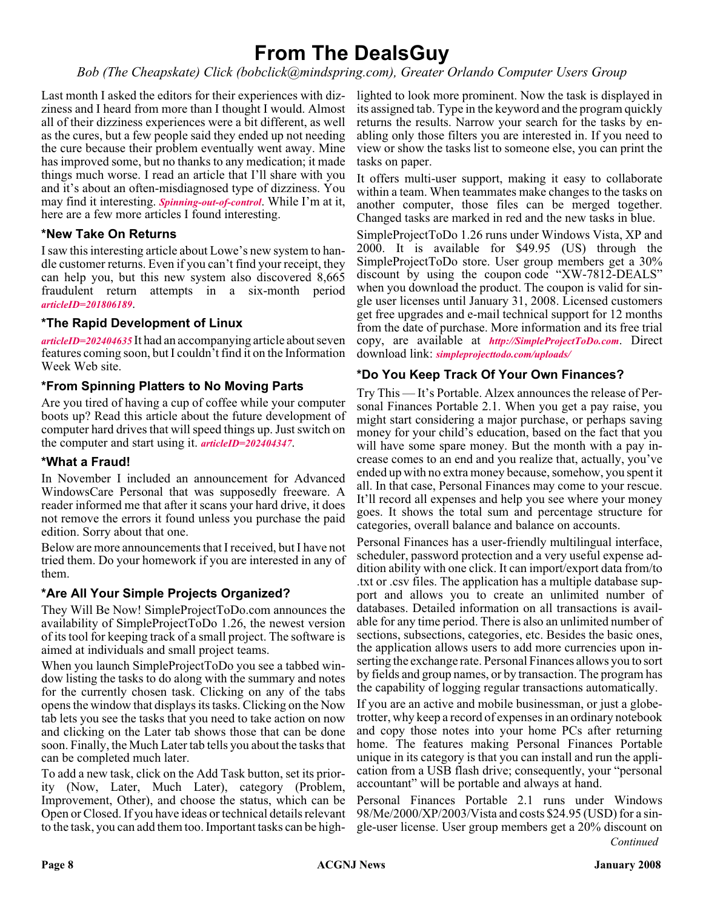# From The DealsGuy

*Bob (The Cheapskate) Click (bobclick@mindspring.com), Greater Orlando Computer Users Group*

Last month I asked the editors for their experiences with dizziness and I heard from more than I thought I would. Almost all of their dizziness experiences were a bit different, as well as the cures, but a few people said they ended up not needing the cure because their problem eventually went away. Mine has improved some, but no thanks to any medication; it made things much worse. I read an article that I'll share with you and it's about an often-misdiagnosed type of dizziness. You may find it interesting. ***Spinning-out-of-control***. While I'm at it, here are a few more articles I found interesting.

### *New Take On Returns

I saw this interesting article about Lowe's new system to handle customer returns. Even if you can't find your receipt, they can help you, but this new system also discovered 8,665 fraudulent return attempts in a six-month period ***articleID=201806189***.

### *The Rapid Development of Linux

***articleID=202404635*** It had an accompanying article about seven features coming soon, but I couldn't find it on the Information Week Web site.

### *From Spinning Platters to No Moving Parts

Are you tired of having a cup of coffee while your computer boots up? Read this article about the future development of computer hard drives that will speed things up. Just switch on the computer and start using it. ***articleID=202404347***.

### *What a Fraud!

In November I included an announcement for Advanced WindowsCare Personal that was supposedly freeware. A reader informed me that after it scans your hard drive, it does not remove the errors it found unless you purchase the paid edition. Sorry about that one.

Below are more announcements that I received, but I have not tried them. Do your homework if you are interested in any of them.

### *Are All Your Simple Projects Organized?

They Will Be Now! SimpleProjectToDo.com announces the availability of SimpleProjectToDo 1.26, the newest version of its tool for keeping track of a small project. The software is aimed at individuals and small project teams.

When you launch SimpleProjectToDo you see a tabbed window listing the tasks to do along with the summary and notes for the currently chosen task. Clicking on any of the tabs opens the window that displays its tasks. Clicking on the Now tab lets you see the tasks that you need to take action on now and clicking on the Later tab shows those that can be done soon. Finally, the Much Later tab tells you about the tasks that can be completed much later.

To add a new task, click on the Add Task button, set its priority (Now, Later, Much Later), category (Problem, Improvement, Other), and choose the status, which can be Open or Closed. If you have ideas or technical details relevant to the task, you can add them too. Important tasks can be highlighted to look more prominent. Now the task is displayed in its assigned tab. Type in the keyword and the program quickly returns the results. Narrow your search for the tasks by enabling only those filters you are interested in. If you need to view or show the tasks list to someone else, you can print the tasks on paper.

It offers multi-user support, making it easy to collaborate within a team. When teammates make changes to the tasks on another computer, those files can be merged together. Changed tasks are marked in red and the new tasks in blue.

SimpleProjectToDo 1.26 runs under Windows Vista, XP and 2000. It is available for $49.95 (US) through the SimpleProjectToDo store. User group members get a 30% discount by using the coupon code "XW-7812-DEALS" when you download the product. The coupon is valid for single user licenses until January 31, 2008. Licensed customers get free upgrades and e-mail technical support for 12 months from the date of purchase. More information and its free trial copy, are available at ***http://SimpleProjectToDo.com***. Direct download link: ***simpleprojecttodo.com/uploads/***

### *Do You Keep Track Of Your Own Finances?

Try This — It's Portable. Alzex announces the release of Personal Finances Portable 2.1. When you get a pay raise, you might start considering a major purchase, or perhaps saving money for your child's education, based on the fact that you will have some spare money. But the month with a pay increase comes to an end and you realize that, actually, you've ended up with no extra money because, somehow, you spent it all. In that case, Personal Finances may come to your rescue. It'll record all expenses and help you see where your money goes. It shows the total sum and percentage structure for categories, overall balance and balance on accounts.

Personal Finances has a user-friendly multilingual interface, scheduler, password protection and a very useful expense addition ability with one click. It can import/export data from/to .txt or .csv files. The application has a multiple database support and allows you to create an unlimited number of databases. Detailed information on all transactions is available for any time period. There is also an unlimited number of sections, subsections, categories, etc. Besides the basic ones, the application allows users to add more currencies upon inserting the exchange rate. Personal Finances allows you to sort by fields and group names, or by transaction. The program has the capability of logging regular transactions automatically.

If you are an active and mobile businessman, or just a globetrotter, why keep a record of expenses in an ordinary notebook and copy those notes into your home PCs after returning home. The features making Personal Finances Portable unique in its category is that you can install and run the application from a USB flash drive; consequently, your "personal accountant" will be portable and always at hand.

Personal Finances Portable 2.1 runs under Windows 98/Me/2000/XP/2003/Vista and costs $24.95 (USD) for a single-user license. User group members get a 20% discount on

*Continued*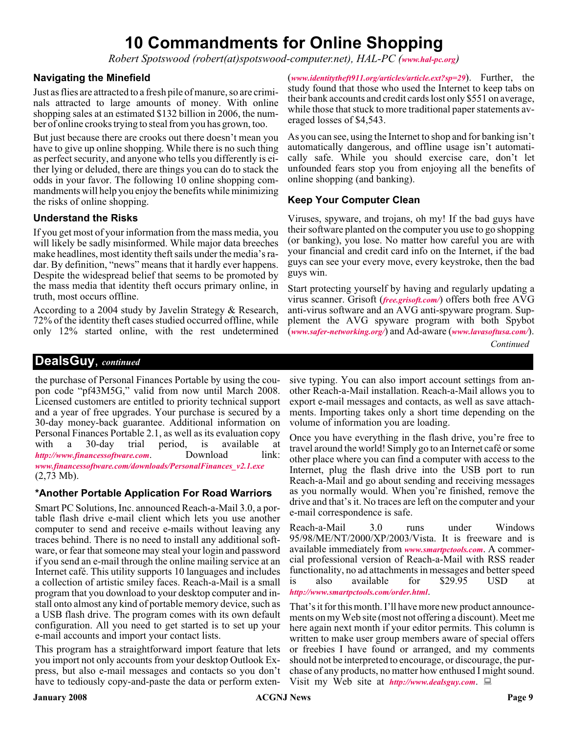# 10 Commandments for Online Shopping

*Robert Spotswood (robert(at)spotswood-computer.net), HAL-PC (www.hal-pc.org)*

## Navigating the Minefield

Just as flies are attracted to a fresh pile of manure, so are criminals attracted to large amounts of money. With online shopping sales at an estimated $132 billion in 2006, the number of online crooks trying to steal from you has grown, too.

But just because there are crooks out there doesn't mean you have to give up online shopping. While there is no such thing as perfect security, and anyone who tells you differently is either lying or deluded, there are things you can do to stack the odds in your favor. The following 10 online shopping commandments will help you enjoy the benefits while minimizing the risks of online shopping.

## Understand the Risks

If you get most of your information from the mass media, you will likely be sadly misinformed. While major data breeches make headlines, most identity theft sails under the media's radar. By definition, "news" means that it hardly ever happens. Despite the widespread belief that seems to be promoted by the mass media that identity theft occurs primary online, in truth, most occurs offline.

According to a 2004 study by Javelin Strategy & Research, 72% of the identity theft cases studied occurred offline, while only 12% started online, with the rest undetermined (*www.identitytheft911.org/articles/article.ext?sp=29*). Further, the study found that those who used the Internet to keep tabs on their bank accounts and credit cards lost only $551 on average, while those that stuck to more traditional paper statements averaged losses of $4,543.

As you can see, using the Internet to shop and for banking isn't automatically dangerous, and offline usage isn't automatically safe. While you should exercise care, don't let unfounded fears stop you from enjoying all the benefits of online shopping (and banking).

## Keep Your Computer Clean

Viruses, spyware, and trojans, oh my! If the bad guys have their software planted on the computer you use to go shopping (or banking), you lose. No matter how careful you are with your financial and credit card info on the Internet, if the bad guys can see your every move, every keystroke, then the bad guys win.

Start protecting yourself by having and regularly updating a virus scanner. Grisoft (*free.grisoft.com/*) offers both free AVG anti-virus software and an AVG anti-spyware program. Supplement the AVG spyware program with both Spybot (*www.safer-networking.org/*) and Ad-aware (*www.lavasoftusa.com/*).

*Continued*

## DealsGuy, *continued*

the purchase of Personal Finances Portable by using the coupon code "pf43M5G," valid from now until March 2008. Licensed customers are entitled to priority technical support and a year of free upgrades. Your purchase is secured by a 30-day money-back guarantee. Additional information on Personal Finances Portable 2.1, as well as its evaluation copy with a 30-day trial period, is available at *http://www.financessoftware.com*. Download link: *www.financessoftware.com/downloads/PersonalFinances_v2.1.exe* (2,73 Mb).

### *Another Portable Application For Road Warriors

Smart PC Solutions, Inc. announced Reach-a-Mail 3.0, a portable flash drive e-mail client which lets you use another computer to send and receive e-mails without leaving any traces behind. There is no need to install any additional software, or fear that someone may steal your login and password if you send an e-mail through the online mailing service at an Internet café. This utility supports 10 languages and includes a collection of artistic smiley faces. Reach-a-Mail is a small program that you download to your desktop computer and install onto almost any kind of portable memory device, such as a USB flash drive. The program comes with its own default configuration. All you need to get started is to set up your e-mail accounts and import your contact lists.

This program has a straightforward import feature that lets you import not only accounts from your desktop Outlook Express, but also e-mail messages and contacts so you don't have to tediously copy-and-paste the data or perform extensive typing. You can also import account settings from another Reach-a-Mail installation. Reach-a-Mail allows you to export e-mail messages and contacts, as well as save attachments. Importing takes only a short time depending on the volume of information you are loading.

Once you have everything in the flash drive, you're free to travel around the world! Simply go to an Internet café or some other place where you can find a computer with access to the Internet, plug the flash drive into the USB port to run Reach-a-Mail and go about sending and receiving messages as you normally would. When you're finished, remove the drive and that's it. No traces are left on the computer and your e-mail correspondence is safe.

Reach-a-Mail 3.0 runs under Windows 95/98/ME/NT/2000/XP/2003/Vista. It is freeware and is available immediately from *www.smartpctools.com*. A commercial professional version of Reach-a-Mail with RSS reader functionality, no ad attachments in messages and better speed is also available for $29.95 USD at *http://www.smartpctools.com/order.html*.

That's it for this month. I'll have more new product announcements on my Web site (most not offering a discount). Meet me here again next month if your editor permits. This column is written to make user group members aware of special offers or freebies I have found or arranged, and my comments should not be interpreted to encourage, or discourage, the purchase of any products, no matter how enthused I might sound. Visit my Web site at *http://www.dealsguy.com*.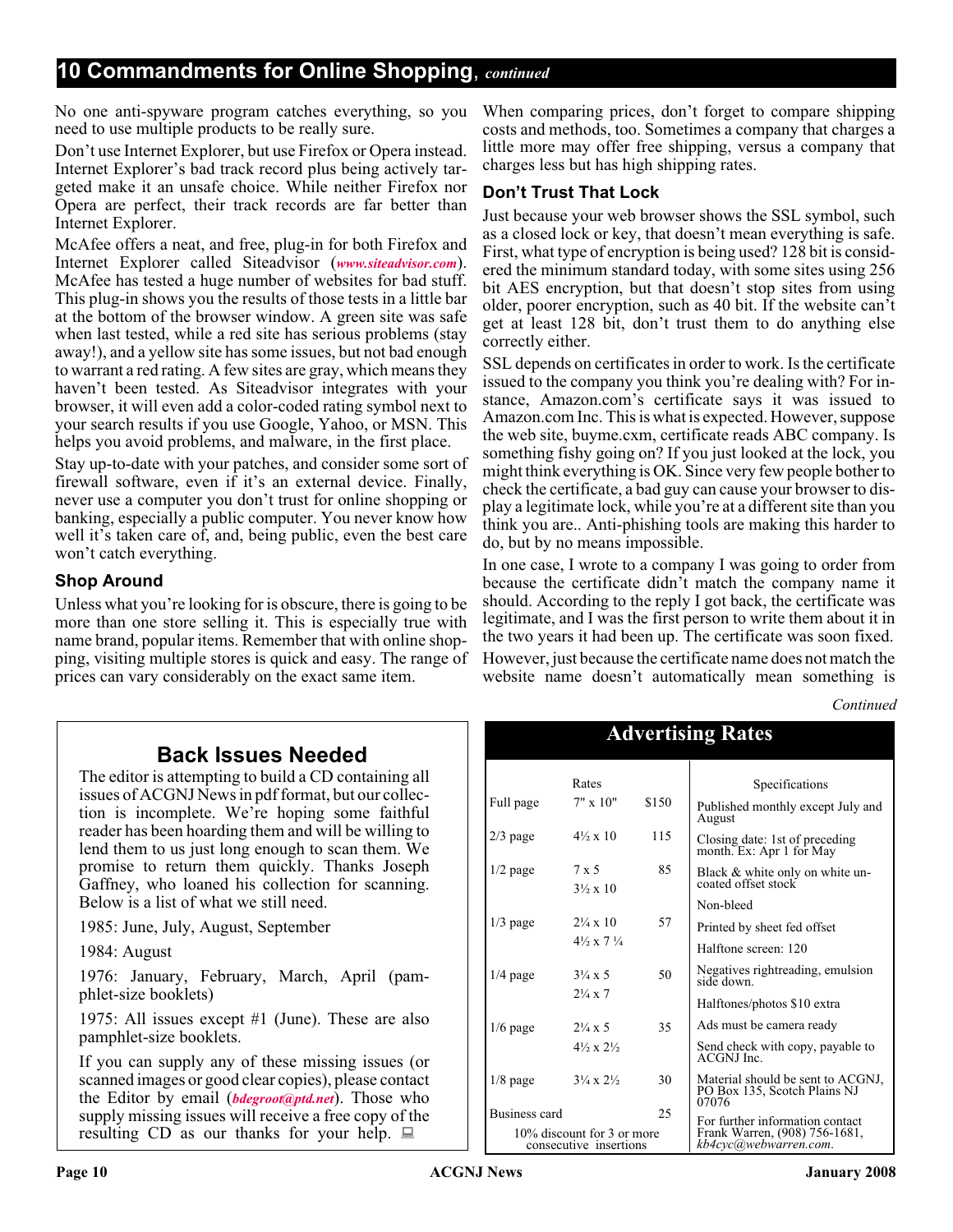## 10 Commandments for Online Shopping, *continued*

No one anti-spyware program catches everything, so you need to use multiple products to be really sure.

Don't use Internet Explorer, but use Firefox or Opera instead. Internet Explorer's bad track record plus being actively targeted make it an unsafe choice. While neither Firefox nor Opera are perfect, their track records are far better than Internet Explorer.

McAfee offers a neat, and free, plug-in for both Firefox and Internet Explorer called Siteadvisor (*www.siteadvisor.com*). McAfee has tested a huge number of websites for bad stuff. This plug-in shows you the results of those tests in a little bar at the bottom of the browser window. A green site was safe when last tested, while a red site has serious problems (stay away!), and a yellow site has some issues, but not bad enough to warrant a red rating. A few sites are gray, which means they haven't been tested. As Siteadvisor integrates with your browser, it will even add a color-coded rating symbol next to your search results if you use Google, Yahoo, or MSN. This helps you avoid problems, and malware, in the first place.

Stay up-to-date with your patches, and consider some sort of firewall software, even if it's an external device. Finally, never use a computer you don't trust for online shopping or banking, especially a public computer. You never know how well it's taken care of, and, being public, even the best care won't catch everything.

### Shop Around

Unless what you're looking for is obscure, there is going to be more than one store selling it. This is especially true with name brand, popular items. Remember that with online shopping, visiting multiple stores is quick and easy. The range of prices can vary considerably on the exact same item.

When comparing prices, don't forget to compare shipping costs and methods, too. Sometimes a company that charges a little more may offer free shipping, versus a company that charges less but has high shipping rates.

### Don't Trust That Lock

Just because your web browser shows the SSL symbol, such as a closed lock or key, that doesn't mean everything is safe. First, what type of encryption is being used? 128 bit is considered the minimum standard today, with some sites using 256 bit AES encryption, but that doesn't stop sites from using older, poorer encryption, such as 40 bit. If the website can't get at least 128 bit, don't trust them to do anything else correctly either.

SSL depends on certificates in order to work. Is the certificate issued to the company you think you're dealing with? For instance, Amazon.com's certificate says it was issued to Amazon.com Inc. This is what is expected. However, suppose the web site, buyme.cxm, certificate reads ABC company. Is something fishy going on? If you just looked at the lock, you might think everything is OK. Since very few people bother to check the certificate, a bad guy can cause your browser to display a legitimate lock, while you're at a different site than you think you are.. Anti-phishing tools are making this harder to do, but by no means impossible.

In one case, I wrote to a company I was going to order from because the certificate didn't match the company name it should. According to the reply I got back, the certificate was legitimate, and I was the first person to write them about it in the two years it had been up. The certificate was soon fixed.

However, just because the certificate name does not match the website name doesn't automatically mean something is

*Continued*

## Back Issues Needed

The editor is attempting to build a CD containing all issues of ACGNJ News in pdf format, but our collection is incomplete. We're hoping some faithful reader has been hoarding them and will be willing to lend them to us just long enough to scan them. We promise to return them quickly. Thanks Joseph Gaffney, who loaned his collection for scanning. Below is a list of what we still need.

1985: June, July, August, September

1984: August

1976: January, February, March, April (pamphlet-size booklets)

1975: All issues except #1 (June). These are also pamphlet-size booklets.

If you can supply any of these missing issues (or scanned images or good clear copies), please contact the Editor by email (*bdegroot@ptd.net*). Those who supply missing issues will receive a free copy of the resulting CD as our thanks for your help.

## Advertising Rates

| | Rates | |
|---|---|---|
| Full page | 7" x 10" | $150 |
| 2/3 page | 4½ x 10 | 115 |
| 1/2 page | 7 x 5<br>3½ x 10 | 85 |
| 1/3 page | 2¼ x 10<br>4½ x 7 ¼ | 57 |
| 1/4 page | 3¼ x 5<br>2¼ x 7 | 50 |
| 1/6 page | 2¼ x 5<br>4½ x 2½ | 35 |
| 1/8 page | 3¼ x 2½ | 30 |
| Business card | | 25 |

10% discount for 3 or more consecutive insertions

**Specifications**

- Published monthly except July and August
- Closing date: 1st of preceding month. Ex: Apr 1 for May
- Black & white only on white uncoated offset stock
- Non-bleed
- Printed by sheet fed offset
- Halftone screen: 120
- Negatives rightreading, emulsion side down.
- Halftones/photos $10 extra
- Ads must be camera ready
- Send check with copy, payable to ACGNJ Inc.
- Material should be sent to ACGNJ, PO Box 135, Scotch Plains NJ 07076
- For further information contact Frank Warren, (908) 756-1681, *kb4cyc@webwarren.com*.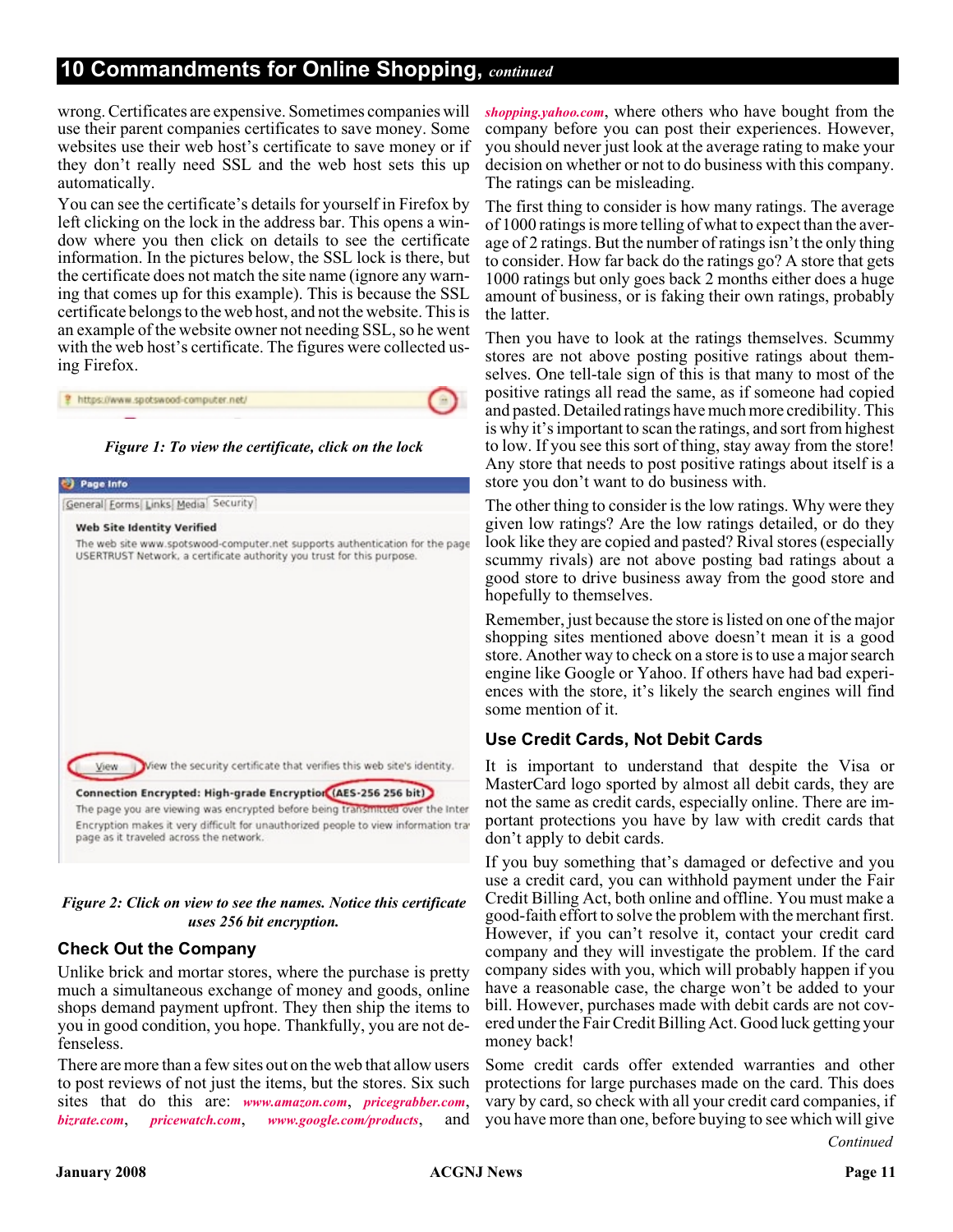## 10 Commandments for Online Shopping, *continued*

wrong. Certificates are expensive. Sometimes companies will use their parent companies certificates to save money. Some websites use their web host's certificate to save money or if they don't really need SSL and the web host sets this up automatically.

You can see the certificate's details for yourself in Firefox by left clicking on the lock in the address bar. This opens a window where you then click on details to see the certificate information. In the pictures below, the SSL lock is there, but the certificate does not match the site name (ignore any warning that comes up for this example). This is because the SSL certificate belongs to the web host, and not the website. This is an example of the website owner not needing SSL, so he went with the web host's certificate. The figures were collected using Firefox.

*Figure 1: To view the certificate, click on the lock*

*Figure 2: Click on view to see the names. Notice this certificate uses 256 bit encryption.*

### Check Out the Company

Unlike brick and mortar stores, where the purchase is pretty much a simultaneous exchange of money and goods, online shops demand payment upfront. They then ship the items to you in good condition, you hope. Thankfully, you are not defenseless.

There are more than a few sites out on the web that allow users to post reviews of not just the items, but the stores. Six such sites that do this are: ***www.amazon.com***, ***pricegrabber.com***, ***bizrate.com***, ***pricewatch.com***, ***www.google.com/products***, and ***shopping.yahoo.com***, where others who have bought from the company before you can post their experiences. However, you should never just look at the average rating to make your decision on whether or not to do business with this company. The ratings can be misleading.

The first thing to consider is how many ratings. The average of 1000 ratings is more telling of what to expect than the average of 2 ratings. But the number of ratings isn't the only thing to consider. How far back do the ratings go? A store that gets 1000 ratings but only goes back 2 months either does a huge amount of business, or is faking their own ratings, probably the latter.

Then you have to look at the ratings themselves. Scummy stores are not above posting positive ratings about themselves. One tell-tale sign of this is that many to most of the positive ratings all read the same, as if someone had copied and pasted. Detailed ratings have much more credibility. This is why it's important to scan the ratings, and sort from highest to low. If you see this sort of thing, stay away from the store! Any store that needs to post positive ratings about itself is a store you don't want to do business with.

The other thing to consider is the low ratings. Why were they given low ratings? Are the low ratings detailed, or do they look like they are copied and pasted? Rival stores (especially scummy rivals) are not above posting bad ratings about a good store to drive business away from the good store and hopefully to themselves.

Remember, just because the store is listed on one of the major shopping sites mentioned above doesn't mean it is a good store. Another way to check on a store is to use a major search engine like Google or Yahoo. If others have had bad experiences with the store, it's likely the search engines will find some mention of it.

### Use Credit Cards, Not Debit Cards

It is important to understand that despite the Visa or MasterCard logo sported by almost all debit cards, they are not the same as credit cards, especially online. There are important protections you have by law with credit cards that don't apply to debit cards.

If you buy something that's damaged or defective and you use a credit card, you can withhold payment under the Fair Credit Billing Act, both online and offline. You must make a good-faith effort to solve the problem with the merchant first. However, if you can't resolve it, contact your credit card company and they will investigate the problem. If the card company sides with you, which will probably happen if you have a reasonable case, the charge won't be added to your bill. However, purchases made with debit cards are not covered under the Fair Credit Billing Act. Good luck getting your money back!

Some credit cards offer extended warranties and other protections for large purchases made on the card. This does vary by card, so check with all your credit card companies, if you have more than one, before buying to see which will give

*Continued*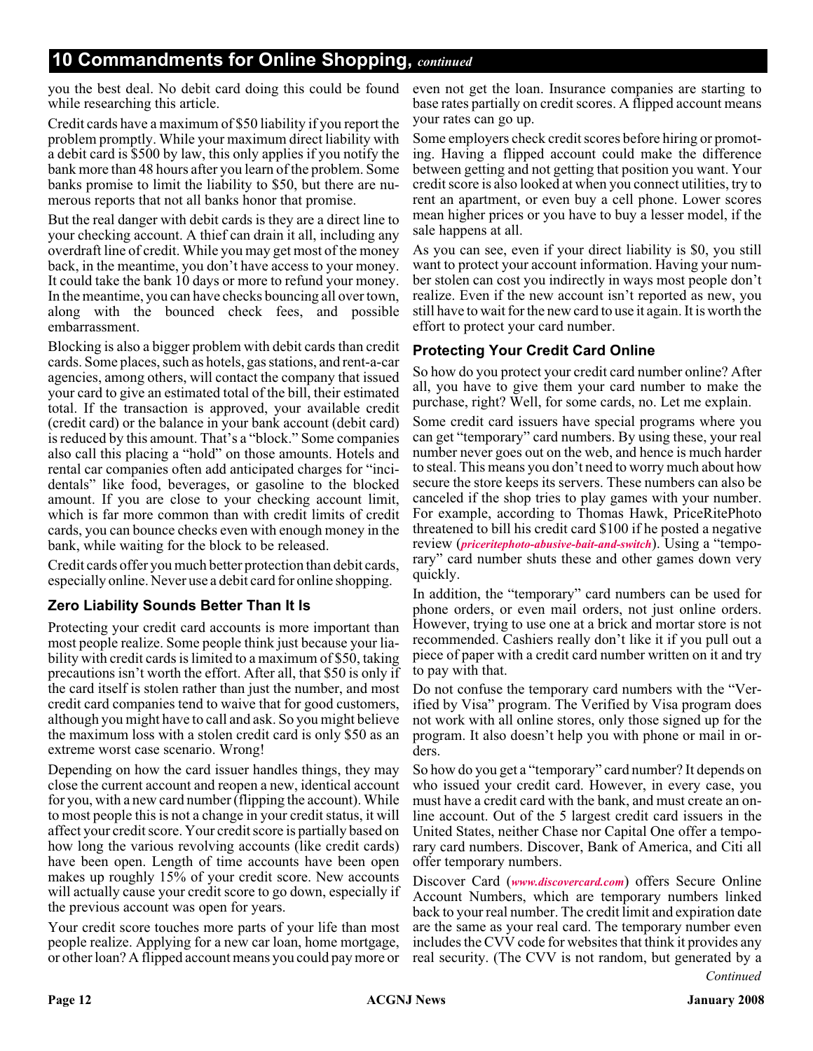## 10 Commandments for Online Shopping, *continued*

you the best deal. No debit card doing this could be found while researching this article.

Credit cards have a maximum of $50 liability if you report the problem promptly. While your maximum direct liability with a debit card is $500 by law, this only applies if you notify the bank more than 48 hours after you learn of the problem. Some banks promise to limit the liability to $50, but there are numerous reports that not all banks honor that promise.

But the real danger with debit cards is they are a direct line to your checking account. A thief can drain it all, including any overdraft line of credit. While you may get most of the money back, in the meantime, you don't have access to your money. It could take the bank 10 days or more to refund your money. In the meantime, you can have checks bouncing all over town, along with the bounced check fees, and possible embarrassment.

Blocking is also a bigger problem with debit cards than credit cards. Some places, such as hotels, gas stations, and rent-a-car agencies, among others, will contact the company that issued your card to give an estimated total of the bill, their estimated total. If the transaction is approved, your available credit (credit card) or the balance in your bank account (debit card) is reduced by this amount. That's a "block." Some companies also call this placing a "hold" on those amounts. Hotels and rental car companies often add anticipated charges for "incidentals" like food, beverages, or gasoline to the blocked amount. If you are close to your checking account limit, which is far more common than with credit limits of credit cards, you can bounce checks even with enough money in the bank, while waiting for the block to be released.

Credit cards offer you much better protection than debit cards, especially online. Never use a debit card for online shopping.

### Zero Liability Sounds Better Than It Is

Protecting your credit card accounts is more important than most people realize. Some people think just because your liability with credit cards is limited to a maximum of $50, taking precautions isn't worth the effort. After all, that $50 is only if the card itself is stolen rather than just the number, and most credit card companies tend to waive that for good customers, although you might have to call and ask. So you might believe the maximum loss with a stolen credit card is only $50 as an extreme worst case scenario. Wrong!

Depending on how the card issuer handles things, they may close the current account and reopen a new, identical account for you, with a new card number (flipping the account). While to most people this is not a change in your credit status, it will affect your credit score. Your credit score is partially based on how long the various revolving accounts (like credit cards) have been open. Length of time accounts have been open makes up roughly 15% of your credit score. New accounts will actually cause your credit score to go down, especially if the previous account was open for years.

Your credit score touches more parts of your life than most people realize. Applying for a new car loan, home mortgage, or other loan? A flipped account means you could pay more or even not get the loan. Insurance companies are starting to base rates partially on credit scores. A flipped account means your rates can go up.

Some employers check credit scores before hiring or promoting. Having a flipped account could make the difference between getting and not getting that position you want. Your credit score is also looked at when you connect utilities, try to rent an apartment, or even buy a cell phone. Lower scores mean higher prices or you have to buy a lesser model, if the sale happens at all.

As you can see, even if your direct liability is $0, you still want to protect your account information. Having your number stolen can cost you indirectly in ways most people don't realize. Even if the new account isn't reported as new, you still have to wait for the new card to use it again. It is worth the effort to protect your card number.

### Protecting Your Credit Card Online

So how do you protect your credit card number online? After all, you have to give them your card number to make the purchase, right? Well, for some cards, no. Let me explain.

Some credit card issuers have special programs where you can get "temporary" card numbers. By using these, your real number never goes out on the web, and hence is much harder to steal. This means you don't need to worry much about how secure the store keeps its servers. These numbers can also be canceled if the shop tries to play games with your number. For example, according to Thomas Hawk, PriceRitePhoto threatened to bill his credit card $100 if he posted a negative review (*priceritephoto-abusive-bait-and-switch*). Using a "temporary" card number shuts these and other games down very quickly.

In addition, the "temporary" card numbers can be used for phone orders, or even mail orders, not just online orders. However, trying to use one at a brick and mortar store is not recommended. Cashiers really don't like it if you pull out a piece of paper with a credit card number written on it and try to pay with that.

Do not confuse the temporary card numbers with the "Verified by Visa" program. The Verified by Visa program does not work with all online stores, only those signed up for the program. It also doesn't help you with phone or mail in orders.

So how do you get a "temporary" card number? It depends on who issued your credit card. However, in every case, you must have a credit card with the bank, and must create an online account. Out of the 5 largest credit card issuers in the United States, neither Chase nor Capital One offer a temporary card numbers. Discover, Bank of America, and Citi all offer temporary numbers.

Discover Card (*www.discovercard.com*) offers Secure Online Account Numbers, which are temporary numbers linked back to your real number. The credit limit and expiration date are the same as your real card. The temporary number even includes the CVV code for websites that think it provides any real security. (The CVV is not random, but generated by a

*Continued*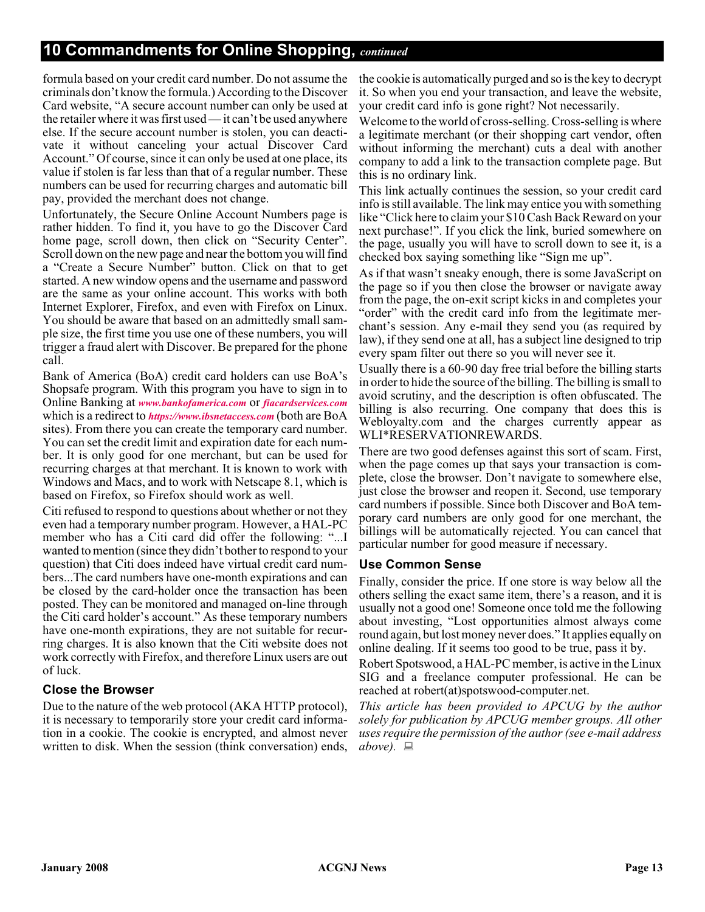## 10 Commandments for Online Shopping, *continued*

formula based on your credit card number. Do not assume the criminals don't know the formula.) According to the Discover Card website, "A secure account number can only be used at the retailer where it was first used — it can't be used anywhere else. If the secure account number is stolen, you can deactivate it without canceling your actual Discover Card Account." Of course, since it can only be used at one place, its value if stolen is far less than that of a regular number. These numbers can be used for recurring charges and automatic bill pay, provided the merchant does not change.

Unfortunately, the Secure Online Account Numbers page is rather hidden. To find it, you have to go the Discover Card home page, scroll down, then click on "Security Center". Scroll down on the new page and near the bottom you will find a "Create a Secure Number" button. Click on that to get started. A new window opens and the username and password are the same as your online account. This works with both Internet Explorer, Firefox, and even with Firefox on Linux. You should be aware that based on an admittedly small sample size, the first time you use one of these numbers, you will trigger a fraud alert with Discover. Be prepared for the phone call.

Bank of America (BoA) credit card holders can use BoA's Shopsafe program. With this program you have to sign in to Online Banking at ***www.bankofamerica.com*** or ***fiacardservices.com*** which is a redirect to ***https://www.ibsnetaccess.com*** (both are BoA sites). From there you can create the temporary card number. You can set the credit limit and expiration date for each number. It is only good for one merchant, but can be used for recurring charges at that merchant. It is known to work with Windows and Macs, and to work with Netscape 8.1, which is based on Firefox, so Firefox should work as well.

Citi refused to respond to questions about whether or not they even had a temporary number program. However, a HAL-PC member who has a Citi card did offer the following: "...I wanted to mention (since they didn't bother to respond to your question) that Citi does indeed have virtual credit card numbers...The card numbers have one-month expirations and can be closed by the card-holder once the transaction has been posted. They can be monitored and managed on-line through the Citi card holder's account." As these temporary numbers have one-month expirations, they are not suitable for recurring charges. It is also known that the Citi website does not work correctly with Firefox, and therefore Linux users are out of luck.

### Close the Browser

Due to the nature of the web protocol (AKA HTTP protocol), it is necessary to temporarily store your credit card information in a cookie. The cookie is encrypted, and almost never written to disk. When the session (think conversation) ends, the cookie is automatically purged and so is the key to decrypt it. So when you end your transaction, and leave the website, your credit card info is gone right? Not necessarily.

Welcome to the world of cross-selling. Cross-selling is where a legitimate merchant (or their shopping cart vendor, often without informing the merchant) cuts a deal with another company to add a link to the transaction complete page. But this is no ordinary link.

This link actually continues the session, so your credit card info is still available. The link may entice you with something like "Click here to claim your $10 Cash Back Reward on your next purchase!". If you click the link, buried somewhere on the page, usually you will have to scroll down to see it, is a checked box saying something like "Sign me up".

As if that wasn't sneaky enough, there is some JavaScript on the page so if you then close the browser or navigate away from the page, the on-exit script kicks in and completes your "order" with the credit card info from the legitimate merchant's session. Any e-mail they send you (as required by law), if they send one at all, has a subject line designed to trip every spam filter out there so you will never see it.

Usually there is a 60-90 day free trial before the billing starts in order to hide the source of the billing. The billing is small to avoid scrutiny, and the description is often obfuscated. The billing is also recurring. One company that does this is Webloyalty.com and the charges currently appear as WLI*RESERVATIONREWARDS.

There are two good defenses against this sort of scam. First, when the page comes up that says your transaction is complete, close the browser. Don't navigate to somewhere else, just close the browser and reopen it. Second, use temporary card numbers if possible. Since both Discover and BoA temporary card numbers are only good for one merchant, the billings will be automatically rejected. You can cancel that particular number for good measure if necessary.

### Use Common Sense

Finally, consider the price. If one store is way below all the others selling the exact same item, there's a reason, and it is usually not a good one! Someone once told me the following about investing, "Lost opportunities almost always come round again, but lost money never does." It applies equally on online dealing. If it seems too good to be true, pass it by.

Robert Spotswood, a HAL-PC member, is active in the Linux SIG and a freelance computer professional. He can be reached at robert(at)spotswood-computer.net.

*This article has been provided to APCUG by the author solely for publication by APCUG member groups. All other uses require the permission of the author (see e-mail address above).*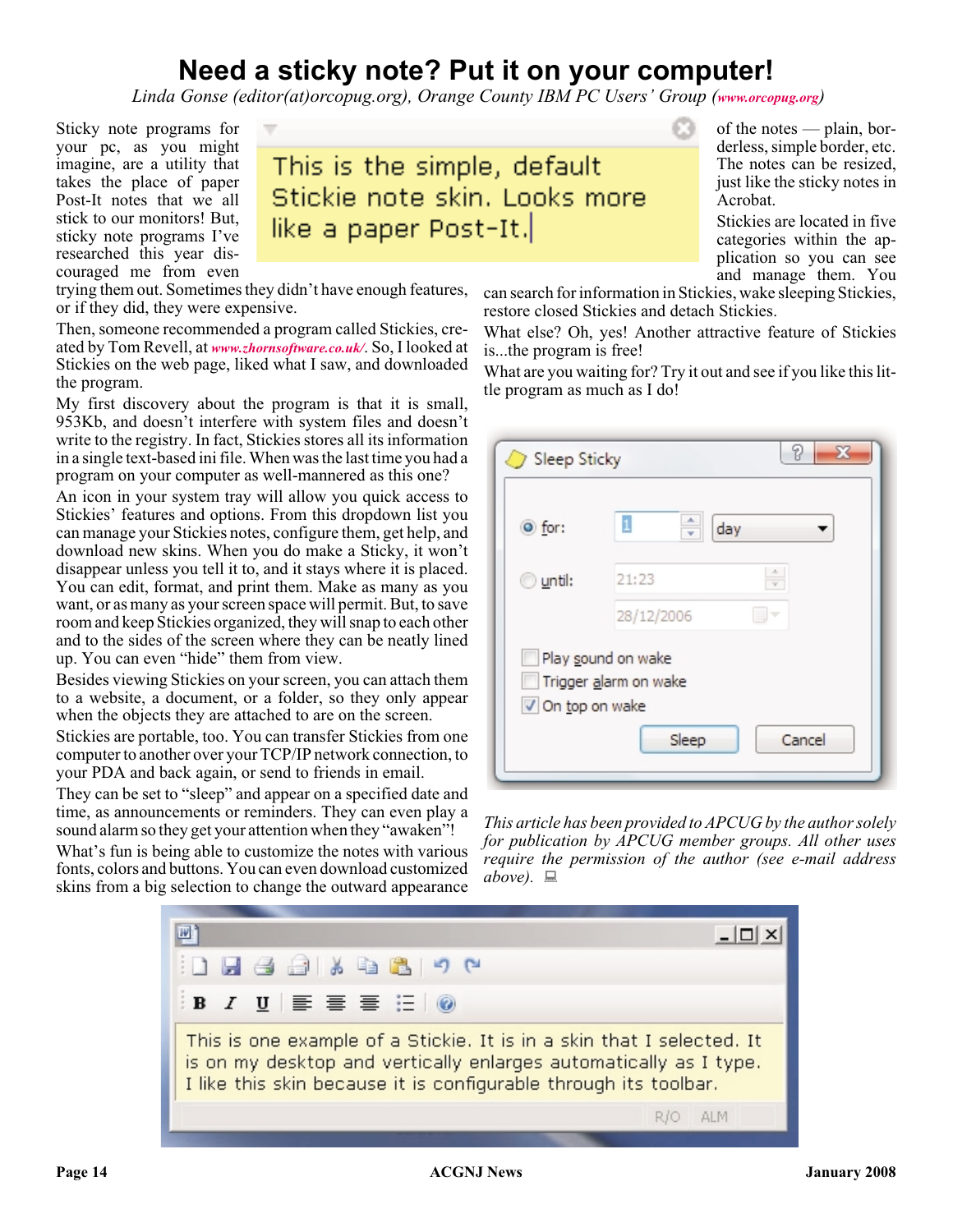# Need a sticky note? Put it on your computer!

*Linda Gonse (editor(at)orcopug.org), Orange County IBM PC Users' Group (www.orcopug.org)*

Sticky note programs for your pc, as you might imagine, are a utility that takes the place of paper Post-It notes that we all stick to our monitors! But, sticky note programs I've researched this year discouraged me from even trying them out. Sometimes they didn't have enough features, or if they did, they were expensive.

This is the simple, default Stickie note skin. Looks more like a paper Post-It.

Then, someone recommended a program called Stickies, created by Tom Revell, at *www.zhornsoftware.co.uk/*. So, I looked at Stickies on the web page, liked what I saw, and downloaded the program.

My first discovery about the program is that it is small, 953Kb, and doesn't interfere with system files and doesn't write to the registry. In fact, Stickies stores all its information in a single text-based ini file. When was the last time you had a program on your computer as well-mannered as this one?

An icon in your system tray will allow you quick access to Stickies' features and options. From this dropdown list you can manage your Stickies notes, configure them, get help, and download new skins. When you do make a Sticky, it won't disappear unless you tell it to, and it stays where it is placed. You can edit, format, and print them. Make as many as you want, or as many as your screen space will permit. But, to save room and keep Stickies organized, they will snap to each other and to the sides of the screen where they can be neatly lined up. You can even "hide" them from view.

Besides viewing Stickies on your screen, you can attach them to a website, a document, or a folder, so they only appear when the objects they are attached to are on the screen.

Stickies are portable, too. You can transfer Stickies from one computer to another over your TCP/IP network connection, to your PDA and back again, or send to friends in email.

They can be set to "sleep" and appear on a specified date and time, as announcements or reminders. They can even play a sound alarm so they get your attention when they "awaken"!

What's fun is being able to customize the notes with various fonts, colors and buttons. You can even download customized skins from a big selection to change the outward appearance of the notes — plain, borderless, simple border, etc. The notes can be resized, just like the sticky notes in Acrobat.

Stickies are located in five categories within the application so you can see and manage them. You can search for information in Stickies, wake sleeping Stickies, restore closed Stickies and detach Stickies.

What else? Oh, yes! Another attractive feature of Stickies is...the program is free!

What are you waiting for? Try it out and see if you like this little program as much as I do!

*This article has been provided to APCUG by the author solely for publication by APCUG member groups. All other uses require the permission of the author (see e-mail address above).*

This is one example of a Stickie. It is in a skin that I selected. It is on my desktop and vertically enlarges automatically as I type. I like this skin because it is configurable through its toolbar.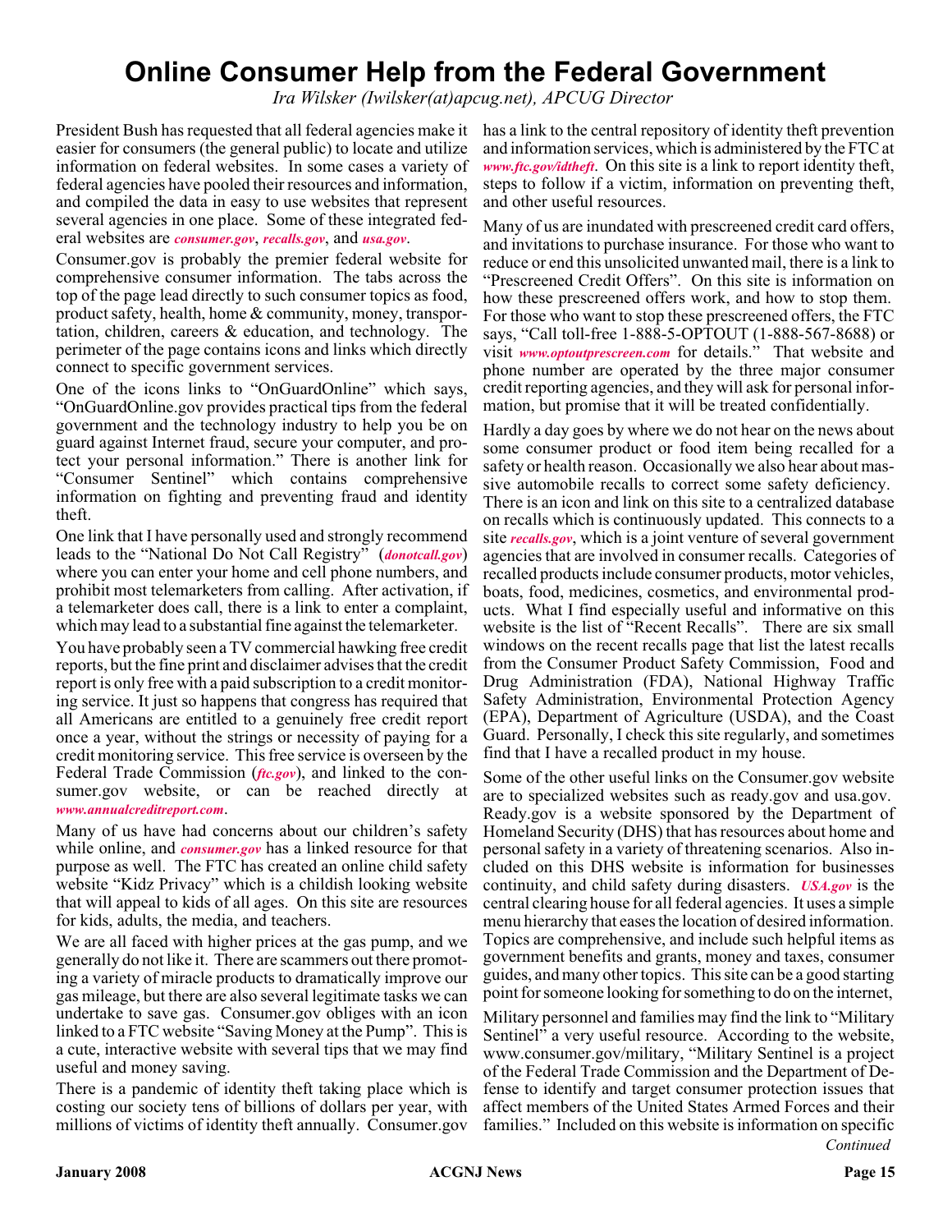# Online Consumer Help from the Federal Government

*Ira Wilsker (Iwilsker(at)apcug.net), APCUG Director*

President Bush has requested that all federal agencies make it easier for consumers (the general public) to locate and utilize information on federal websites. In some cases a variety of federal agencies have pooled their resources and information, and compiled the data in easy to use websites that represent several agencies in one place. Some of these integrated federal websites are ***consumer.gov***, ***recalls.gov***, and ***usa.gov***.

Consumer.gov is probably the premier federal website for comprehensive consumer information. The tabs across the top of the page lead directly to such consumer topics as food, product safety, health, home & community, money, transportation, children, careers & education, and technology. The perimeter of the page contains icons and links which directly connect to specific government services.

One of the icons links to "OnGuardOnline" which says, "OnGuardOnline.gov provides practical tips from the federal government and the technology industry to help you be on guard against Internet fraud, secure your computer, and protect your personal information." There is another link for "Consumer Sentinel" which contains comprehensive information on fighting and preventing fraud and identity theft.

One link that I have personally used and strongly recommend leads to the "National Do Not Call Registry" (***donotcall.gov***) where you can enter your home and cell phone numbers, and prohibit most telemarketers from calling. After activation, if a telemarketer does call, there is a link to enter a complaint, which may lead to a substantial fine against the telemarketer.

You have probably seen a TV commercial hawking free credit reports, but the fine print and disclaimer advises that the credit report is only free with a paid subscription to a credit monitoring service. It just so happens that congress has required that all Americans are entitled to a genuinely free credit report once a year, without the strings or necessity of paying for a credit monitoring service. This free service is overseen by the Federal Trade Commission (***ftc.gov***), and linked to the consumer.gov website, or can be reached directly at ***www.annualcreditreport.com***.

Many of us have had concerns about our children's safety while online, and ***consumer.gov*** has a linked resource for that purpose as well. The FTC has created an online child safety website "Kidz Privacy" which is a childish looking website that will appeal to kids of all ages. On this site are resources for kids, adults, the media, and teachers.

We are all faced with higher prices at the gas pump, and we generally do not like it. There are scammers out there promoting a variety of miracle products to dramatically improve our gas mileage, but there are also several legitimate tasks we can undertake to save gas. Consumer.gov obliges with an icon linked to a FTC website "Saving Money at the Pump". This is a cute, interactive website with several tips that we may find useful and money saving.

There is a pandemic of identity theft taking place which is costing our society tens of billions of dollars per year, with millions of victims of identity theft annually. Consumer.gov has a link to the central repository of identity theft prevention and information services, which is administered by the FTC at ***www.ftc.gov/idtheft***. On this site is a link to report identity theft, steps to follow if a victim, information on preventing theft, and other useful resources.

Many of us are inundated with prescreened credit card offers, and invitations to purchase insurance. For those who want to reduce or end this unsolicited unwanted mail, there is a link to "Prescreened Credit Offers". On this site is information on how these prescreened offers work, and how to stop them. For those who want to stop these prescreened offers, the FTC says, "Call toll-free 1-888-5-OPTOUT (1-888-567-8688) or visit ***www.optoutprescreen.com*** for details." That website and phone number are operated by the three major consumer credit reporting agencies, and they will ask for personal information, but promise that it will be treated confidentially.

Hardly a day goes by where we do not hear on the news about some consumer product or food item being recalled for a safety or health reason. Occasionally we also hear about massive automobile recalls to correct some safety deficiency. There is an icon and link on this site to a centralized database on recalls which is continuously updated. This connects to a site ***recalls.gov***, which is a joint venture of several government agencies that are involved in consumer recalls. Categories of recalled products include consumer products, motor vehicles, boats, food, medicines, cosmetics, and environmental products. What I find especially useful and informative on this website is the list of "Recent Recalls". There are six small windows on the recent recalls page that list the latest recalls from the Consumer Product Safety Commission, Food and Drug Administration (FDA), National Highway Traffic Safety Administration, Environmental Protection Agency (EPA), Department of Agriculture (USDA), and the Coast Guard. Personally, I check this site regularly, and sometimes find that I have a recalled product in my house.

Some of the other useful links on the Consumer.gov website are to specialized websites such as ready.gov and usa.gov. Ready.gov is a website sponsored by the Department of Homeland Security (DHS) that has resources about home and personal safety in a variety of threatening scenarios. Also included on this DHS website is information for businesses continuity, and child safety during disasters. ***USA.gov*** is the central clearing house for all federal agencies. It uses a simple menu hierarchy that eases the location of desired information. Topics are comprehensive, and include such helpful items as government benefits and grants, money and taxes, consumer guides, and many other topics. This site can be a good starting point for someone looking for something to do on the internet,

Military personnel and families may find the link to "Military Sentinel" a very useful resource. According to the website, www.consumer.gov/military, "Military Sentinel is a project of the Federal Trade Commission and the Department of Defense to identify and target consumer protection issues that affect members of the United States Armed Forces and their families." Included on this website is information on specific

*Continued*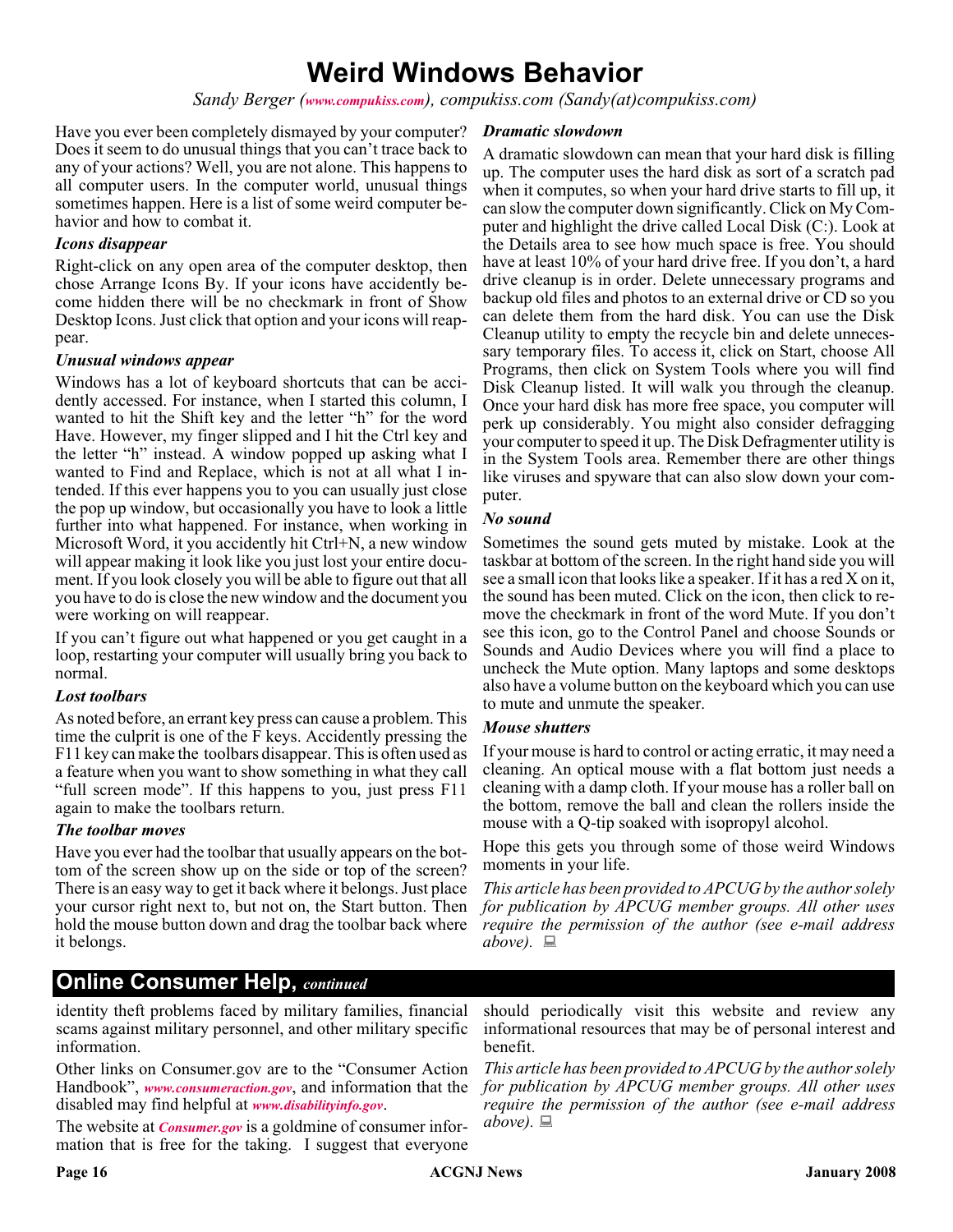# Weird Windows Behavior

*Sandy Berger (www.compukiss.com), compukiss.com (Sandy(at)compukiss.com)*

Have you ever been completely dismayed by your computer? Does it seem to do unusual things that you can't trace back to any of your actions? Well, you are not alone. This happens to all computer users. In the computer world, unusual things sometimes happen. Here is a list of some weird computer behavior and how to combat it.

### Icons disappear

Right-click on any open area of the computer desktop, then chose Arrange Icons By. If your icons have accidently become hidden there will be no checkmark in front of Show Desktop Icons. Just click that option and your icons will reappear.

### Unusual windows appear

Windows has a lot of keyboard shortcuts that can be accidently accessed. For instance, when I started this column, I wanted to hit the Shift key and the letter "h" for the word Have. However, my finger slipped and I hit the Ctrl key and the letter "h" instead. A window popped up asking what I wanted to Find and Replace, which is not at all what I intended. If this ever happens you to you can usually just close the pop up window, but occasionally you have to look a little further into what happened. For instance, when working in Microsoft Word, it you accidently hit Ctrl+N, a new window will appear making it look like you just lost your entire document. If you look closely you will be able to figure out that all you have to do is close the new window and the document you were working on will reappear.

If you can't figure out what happened or you get caught in a loop, restarting your computer will usually bring you back to normal.

### Lost toolbars

As noted before, an errant key press can cause a problem. This time the culprit is one of the F keys. Accidently pressing the F11 key can make the toolbars disappear. This is often used as a feature when you want to show something in what they call "full screen mode". If this happens to you, just press F11 again to make the toolbars return.

### The toolbar moves

Have you ever had the toolbar that usually appears on the bottom of the screen show up on the side or top of the screen? There is an easy way to get it back where it belongs. Just place your cursor right next to, but not on, the Start button. Then hold the mouse button down and drag the toolbar back where it belongs.

### Dramatic slowdown

A dramatic slowdown can mean that your hard disk is filling up. The computer uses the hard disk as sort of a scratch pad when it computes, so when your hard drive starts to fill up, it can slow the computer down significantly. Click on My Computer and highlight the drive called Local Disk (C:). Look at the Details area to see how much space is free. You should have at least 10% of your hard drive free. If you don't, a hard drive cleanup is in order. Delete unnecessary programs and backup old files and photos to an external drive or CD so you can delete them from the hard disk. You can use the Disk Cleanup utility to empty the recycle bin and delete unnecessary temporary files. To access it, click on Start, choose All Programs, then click on System Tools where you will find Disk Cleanup listed. It will walk you through the cleanup. Once your hard disk has more free space, you computer will perk up considerably. You might also consider defragging your computer to speed it up. The Disk Defragmenter utility is in the System Tools area. Remember there are other things like viruses and spyware that can also slow down your computer.

### No sound

Sometimes the sound gets muted by mistake. Look at the taskbar at bottom of the screen. In the right hand side you will see a small icon that looks like a speaker. If it has a red X on it, the sound has been muted. Click on the icon, then click to remove the checkmark in front of the word Mute. If you don't see this icon, go to the Control Panel and choose Sounds or Sounds and Audio Devices where you will find a place to uncheck the Mute option. Many laptops and some desktops also have a volume button on the keyboard which you can use to mute and unmute the speaker.

### Mouse shutters

If your mouse is hard to control or acting erratic, it may need a cleaning. An optical mouse with a flat bottom just needs a cleaning with a damp cloth. If your mouse has a roller ball on the bottom, remove the ball and clean the rollers inside the mouse with a Q-tip soaked with isopropyl alcohol.

Hope this gets you through some of those weird Windows moments in your life.

*This article has been provided to APCUG by the author solely for publication by APCUG member groups. All other uses require the permission of the author (see e-mail address above).*

## Online Consumer Help, *continued*

identity theft problems faced by military families, financial scams against military personnel, and other military specific information.

Other links on Consumer.gov are to the "Consumer Action Handbook", *www.consumeraction.gov*, and information that the disabled may find helpful at *www.disabilityinfo.gov*.

The website at *Consumer.gov* is a goldmine of consumer information that is free for the taking. I suggest that everyone should periodically visit this website and review any informational resources that may be of personal interest and benefit.

*This article has been provided to APCUG by the author solely for publication by APCUG member groups. All other uses require the permission of the author (see e-mail address above).*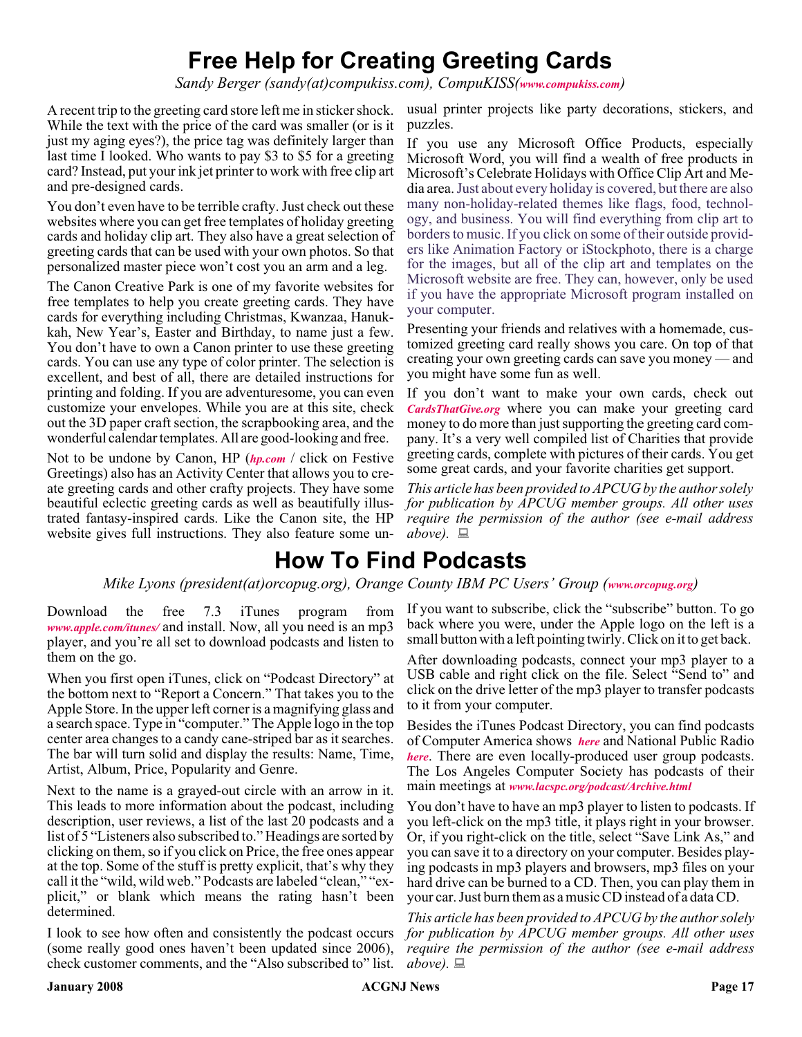# Free Help for Creating Greeting Cards

*Sandy Berger (sandy(at)compukiss.com), CompuKISS(**www.compukiss.com**)*

A recent trip to the greeting card store left me in sticker shock. While the text with the price of the card was smaller (or is it just my aging eyes?), the price tag was definitely larger than last time I looked. Who wants to pay $3 to $5 for a greeting card? Instead, put your ink jet printer to work with free clip art and pre-designed cards.

You don't even have to be terrible crafty. Just check out these websites where you can get free templates of holiday greeting cards and holiday clip art. They also have a great selection of greeting cards that can be used with your own photos. So that personalized master piece won't cost you an arm and a leg.

The Canon Creative Park is one of my favorite websites for free templates to help you create greeting cards. They have cards for everything including Christmas, Kwanzaa, Hanukkah, New Year's, Easter and Birthday, to name just a few. You don't have to own a Canon printer to use these greeting cards. You can use any type of color printer. The selection is excellent, and best of all, there are detailed instructions for printing and folding. If you are adventuresome, you can even customize your envelopes. While you are at this site, check out the 3D paper craft section, the scrapbooking area, and the wonderful calendar templates. All are good-looking and free.

Not to be undone by Canon, HP (***hp.com*** / click on Festive Greetings) also has an Activity Center that allows you to create greeting cards and other crafty projects. They have some beautiful eclectic greeting cards as well as beautifully illustrated fantasy-inspired cards. Like the Canon site, the HP website gives full instructions. They also feature some unusual printer projects like party decorations, stickers, and puzzles.

If you use any Microsoft Office Products, especially Microsoft Word, you will find a wealth of free products in Microsoft's Celebrate Holidays with Office Clip Art and Media area. Just about every holiday is covered, but there are also many non-holiday-related themes like flags, food, technology, and business. You will find everything from clip art to borders to music. If you click on some of their outside providers like Animation Factory or iStockphoto, there is a charge for the images, but all of the clip art and templates on the Microsoft website are free. They can, however, only be used if you have the appropriate Microsoft program installed on your computer.

Presenting your friends and relatives with a homemade, customized greeting card really shows you care. On top of that creating your own greeting cards can save you money — and you might have some fun as well.

If you don't want to make your own cards, check out ***CardsThatGive.org*** where you can make your greeting card money to do more than just supporting the greeting card company. It's a very well compiled list of Charities that provide greeting cards, complete with pictures of their cards. You get some great cards, and your favorite charities get support.

*This article has been provided to APCUG by the author solely for publication by APCUG member groups. All other uses require the permission of the author (see e-mail address above).*

# How To Find Podcasts

*Mike Lyons (president(at)orcopug.org), Orange County IBM PC Users' Group (**www.orcopug.org**)*

Download the free 7.3 iTunes program from ***www.apple.com/itunes/*** and install. Now, all you need is an mp3 player, and you're all set to download podcasts and listen to them on the go.

When you first open iTunes, click on "Podcast Directory" at the bottom next to "Report a Concern." That takes you to the Apple Store. In the upper left corner is a magnifying glass and a search space. Type in "computer." The Apple logo in the top center area changes to a candy cane-striped bar as it searches. The bar will turn solid and display the results: Name, Time, Artist, Album, Price, Popularity and Genre.

Next to the name is a grayed-out circle with an arrow in it. This leads to more information about the podcast, including description, user reviews, a list of the last 20 podcasts and a list of 5 "Listeners also subscribed to." Headings are sorted by clicking on them, so if you click on Price, the free ones appear at the top. Some of the stuff is pretty explicit, that's why they call it the "wild, wild web." Podcasts are labeled "clean," "explicit," or blank which means the rating hasn't been determined.

I look to see how often and consistently the podcast occurs (some really good ones haven't been updated since 2006), check customer comments, and the "Also subscribed to" list. If you want to subscribe, click the "subscribe" button. To go back where you were, under the Apple logo on the left is a small button with a left pointing twirly. Click on it to get back.

After downloading podcasts, connect your mp3 player to a USB cable and right click on the file. Select "Send to" and click on the drive letter of the mp3 player to transfer podcasts to it from your computer.

Besides the iTunes Podcast Directory, you can find podcasts of Computer America shows ***here*** and National Public Radio ***here***. There are even locally-produced user group podcasts. The Los Angeles Computer Society has podcasts of their main meetings at ***www.lacspc.org/podcast/Archive.html***

You don't have to have an mp3 player to listen to podcasts. If you left-click on the mp3 title, it plays right in your browser. Or, if you right-click on the title, select "Save Link As," and you can save it to a directory on your computer. Besides playing podcasts in mp3 players and browsers, mp3 files on your hard drive can be burned to a CD. Then, you can play them in your car. Just burn them as a music CD instead of a data CD.

*This article has been provided to APCUG by the author solely for publication by APCUG member groups. All other uses require the permission of the author (see e-mail address above).*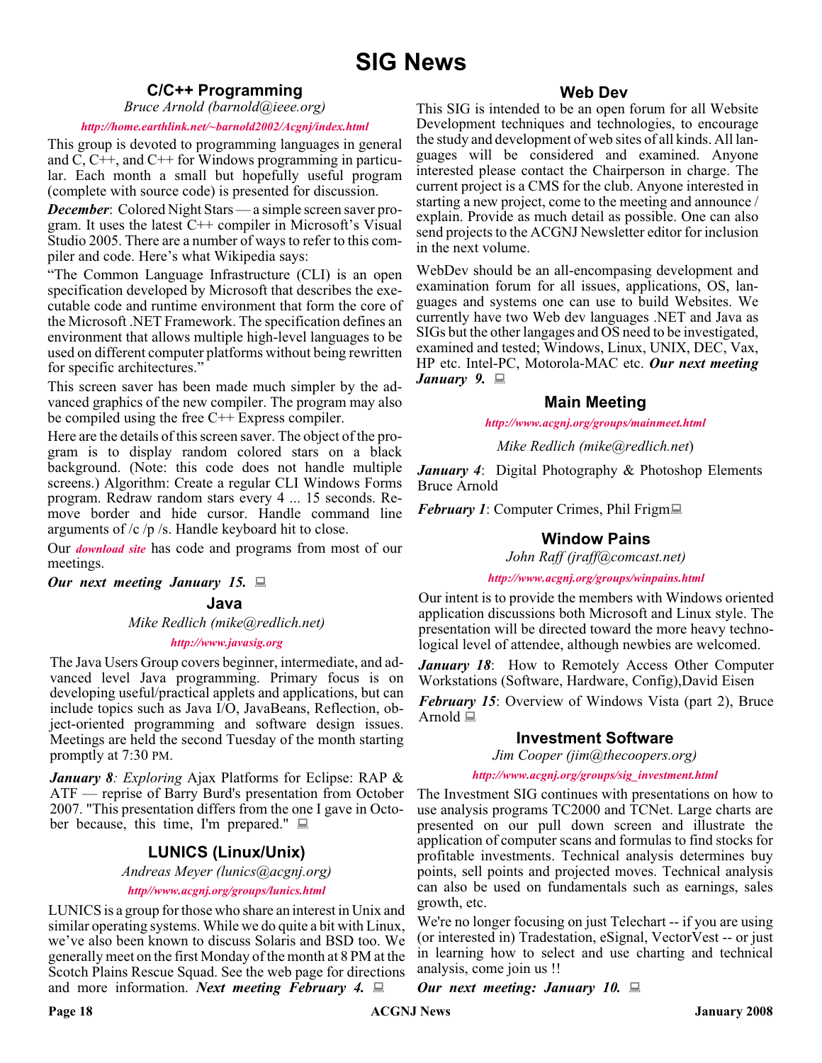# SIG News

## C/C++ Programming

*Bruce Arnold (barnold@ieee.org)*

***http://home.earthlink.net/~barnold2002/Acgnj/index.html***

This group is devoted to programming languages in general and C, C++, and C++ for Windows programming in particular. Each month a small but hopefully useful program (complete with source code) is presented for discussion.

***December***: Colored Night Stars — a simple screen saver program. It uses the latest C++ compiler in Microsoft's Visual Studio 2005. There are a number of ways to refer to this compiler and code. Here's what Wikipedia says:

"The Common Language Infrastructure (CLI) is an open specification developed by Microsoft that describes the executable code and runtime environment that form the core of the Microsoft .NET Framework. The specification defines an environment that allows multiple high-level languages to be used on different computer platforms without being rewritten for specific architectures."

This screen saver has been made much simpler by the advanced graphics of the new compiler. The program may also be compiled using the free C++ Express compiler.

Here are the details of this screen saver. The object of the program is to display random colored stars on a black background. (Note: this code does not handle multiple screens.) Algorithm: Create a regular CLI Windows Forms program. Redraw random stars every 4 ... 15 seconds. Remove border and hide cursor. Handle command line arguments of /c /p /s. Handle keyboard hit to close.

Our ***download site*** has code and programs from most of our meetings.

***Our next meeting January 15.***

## Java

*Mike Redlich (mike@redlich.net)*

***http://www.javasig.org***

The Java Users Group covers beginner, intermediate, and advanced level Java programming. Primary focus is on developing useful/practical applets and applications, but can include topics such as Java I/O, JavaBeans, Reflection, object-oriented programming and software design issues. Meetings are held the second Tuesday of the month starting promptly at 7:30 PM.

***January 8****: Exploring* Ajax Platforms for Eclipse: RAP & ATF — reprise of Barry Burd's presentation from October 2007. "This presentation differs from the one I gave in October because, this time, I'm prepared."

## LUNICS (Linux/Unix)

*Andreas Meyer (lunics@acgnj.org)*

***http//www.acgnj.org/groups/lunics.html***

LUNICS is a group for those who share an interest in Unix and similar operating systems. While we do quite a bit with Linux, we've also been known to discuss Solaris and BSD too. We generally meet on the first Monday of the month at 8 PM at the Scotch Plains Rescue Squad. See the web page for directions and more information. ***Next meeting February 4.***

## Web Dev

This SIG is intended to be an open forum for all Website Development techniques and technologies, to encourage the study and development of web sites of all kinds. All languages will be considered and examined. Anyone interested please contact the Chairperson in charge. The current project is a CMS for the club. Anyone interested in starting a new project, come to the meeting and announce / explain. Provide as much detail as possible. One can also send projects to the ACGNJ Newsletter editor for inclusion in the next volume.

WebDev should be an all-encompasing development and examination forum for all issues, applications, OS, languages and systems one can use to build Websites. We currently have two Web dev languages .NET and Java as SIGs but the other langages and OS need to be investigated, examined and tested; Windows, Linux, UNIX, DEC, Vax, HP etc. Intel-PC, Motorola-MAC etc. ***Our next meeting January 9.***

## Main Meeting

***http://www.acgnj.org/groups/mainmeet.html***

*Mike Redlich (mike@redlich.net)*

***January 4***: Digital Photography & Photoshop Elements Bruce Arnold

***February 1***: Computer Crimes, Phil Frigm

## Window Pains

*John Raff (jraff@comcast.net)*

***http://www.acgnj.org/groups/winpains.html***

Our intent is to provide the members with Windows oriented application discussions both Microsoft and Linux style. The presentation will be directed toward the more heavy technological level of attendee, although newbies are welcomed.

***January 18***: How to Remotely Access Other Computer Workstations (Software, Hardware, Config),David Eisen

***February 15***: Overview of Windows Vista (part 2), Bruce Arnold

## Investment Software

*Jim Cooper (jim@thecoopers.org)*

***http://www.acgnj.org/groups/sig_investment.html***

The Investment SIG continues with presentations on how to use analysis programs TC2000 and TCNet. Large charts are presented on our pull down screen and illustrate the application of computer scans and formulas to find stocks for profitable investments. Technical analysis determines buy points, sell points and projected moves. Technical analysis can also be used on fundamentals such as earnings, sales growth, etc.

We're no longer focusing on just Telechart -- if you are using (or interested in) Tradestation, eSignal, VectorVest -- or just in learning how to select and use charting and technical analysis, come join us !!

***Our next meeting: January 10.***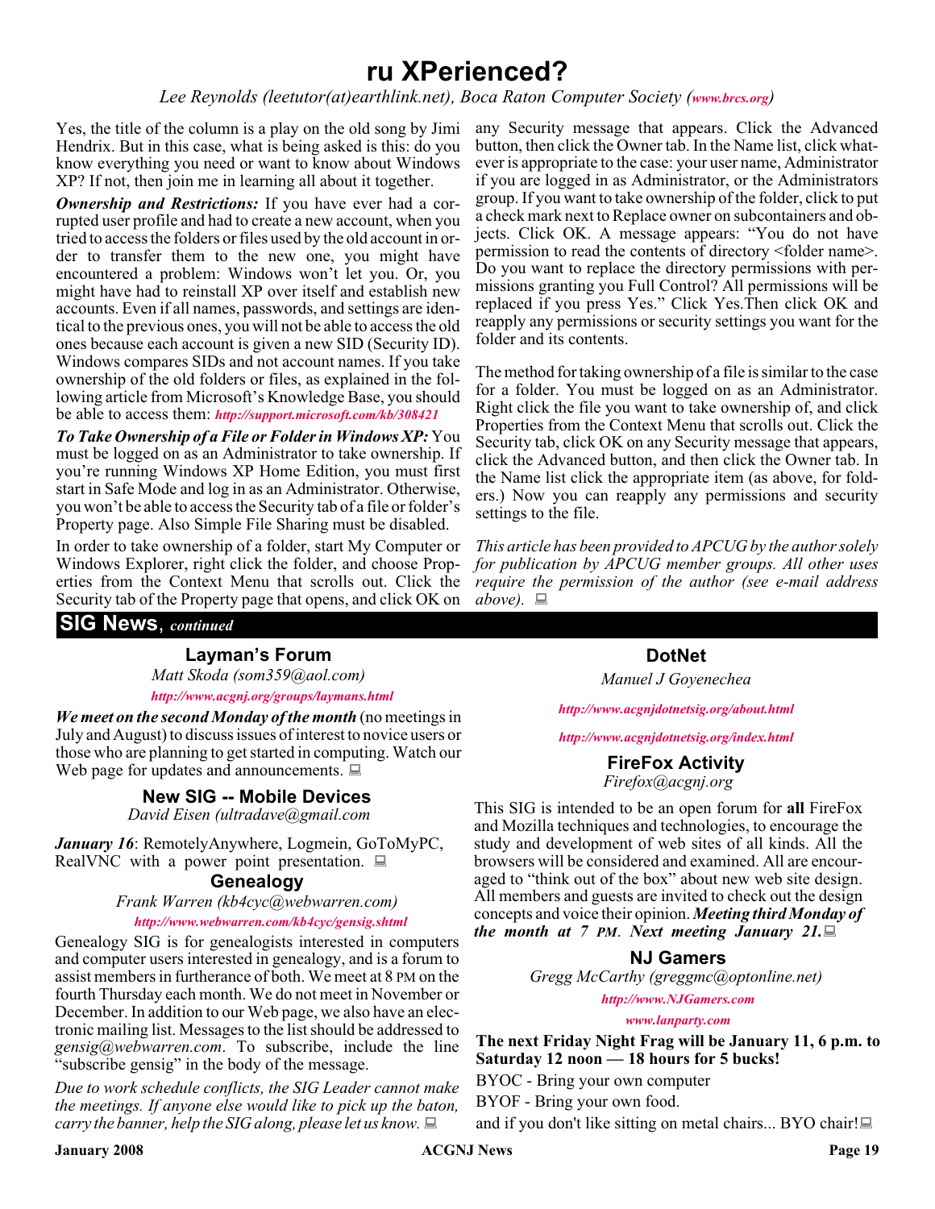# ru XPerienced?

*Lee Reynolds (leetutor(at)earthlink.net), Boca Raton Computer Society (www.brcs.org)*

Yes, the title of the column is a play on the old song by Jimi Hendrix. But in this case, what is being asked is this: do you know everything you need or want to know about Windows XP? If not, then join me in learning all about it together.

***Ownership and Restrictions:*** If you have ever had a corrupted user profile and had to create a new account, when you tried to access the folders or files used by the old account in order to transfer them to the new one, you might have encountered a problem: Windows won't let you. Or, you might have had to reinstall XP over itself and establish new accounts. Even if all names, passwords, and settings are identical to the previous ones, you will not be able to access the old ones because each account is given a new SID (Security ID). Windows compares SIDs and not account names. If you take ownership of the old folders or files, as explained in the following article from Microsoft's Knowledge Base, you should be able to access them: *http://support.microsoft.com/kb/308421*

***To Take Ownership of a File or Folder in Windows XP:*** You must be logged on as an Administrator to take ownership. If you're running Windows XP Home Edition, you must first start in Safe Mode and log in as an Administrator. Otherwise, you won't be able to access the Security tab of a file or folder's Property page. Also Simple File Sharing must be disabled.

In order to take ownership of a folder, start My Computer or Windows Explorer, right click the folder, and choose Properties from the Context Menu that scrolls out. Click the Security tab of the Property page that opens, and click OK on any Security message that appears. Click the Advanced button, then click the Owner tab. In the Name list, click whatever is appropriate to the case: your user name, Administrator if you are logged in as Administrator, or the Administrators group. If you want to take ownership of the folder, click to put a check mark next to Replace owner on subcontainers and objects. Click OK. A message appears: "You do not have permission to read the contents of directory <folder name>. Do you want to replace the directory permissions with permissions granting you Full Control? All permissions will be replaced if you press Yes." Click Yes.Then click OK and reapply any permissions or security settings you want for the folder and its contents.

The method for taking ownership of a file is similar to the case for a folder. You must be logged on as an Administrator. Right click the file you want to take ownership of, and click Properties from the Context Menu that scrolls out. Click the Security tab, click OK on any Security message that appears, click the Advanced button, and then click the Owner tab. In the Name list click the appropriate item (as above, for folders.) Now you can reapply any permissions and security settings to the file.

*This article has been provided to APCUG by the author solely for publication by APCUG member groups. All other uses require the permission of the author (see e-mail address above).*

## SIG News, *continued*

### Layman's Forum

*Matt Skoda (som359@aol.com)*

*http://www.acgnj.org/groups/laymans.html*

***We meet on the second Monday of the month*** (no meetings in July and August) to discuss issues of interest to novice users or those who are planning to get started in computing. Watch our Web page for updates and announcements.

### New SIG -- Mobile Devices

*David Eisen (ultradave@gmail.com*

***January 16***: RemotelyAnywhere, Logmein, GoToMyPC, RealVNC with a power point presentation.

### Genealogy

*Frank Warren (kb4cyc@webwarren.com)*

*http://www.webwarren.com/kb4cyc/gensig.shtml*

Genealogy SIG is for genealogists interested in computers and computer users interested in genealogy, and is a forum to assist members in furtherance of both. We meet at 8 PM on the fourth Thursday each month. We do not meet in November or December. In addition to our Web page, we also have an electronic mailing list. Messages to the list should be addressed to *gensig@webwarren.com*. To subscribe, include the line "subscribe gensig" in the body of the message.

*Due to work schedule conflicts, the SIG Leader cannot make the meetings. If anyone else would like to pick up the baton, carry the banner, help the SIG along, please let us know.*

### DotNet

*Manuel J Goyenechea*

*http://www.acgnjdotnetsig.org/about.html*

*http://www.acgnjdotnetsig.org/index.html*

### FireFox Activity

*Firefox@acgnj.org*

This SIG is intended to be an open forum for **all** FireFox and Mozilla techniques and technologies, to encourage the study and development of web sites of all kinds. All the browsers will be considered and examined. All are encouraged to "think out of the box" about new web site design. All members and guests are invited to check out the design concepts and voice their opinion. ***Meeting third Monday of the month at 7 PM. Next meeting January 21.***

### NJ Gamers

*Gregg McCarthy (greggmc@optonline.net)*

*http://www.NJGamers.com*

*www.lanparty.com*

**The next Friday Night Frag will be January 11, 6 p.m. to Saturday 12 noon — 18 hours for 5 bucks!**

BYOC - Bring your own computer

BYOF - Bring your own food.

and if you don't like sitting on metal chairs... BYO chair!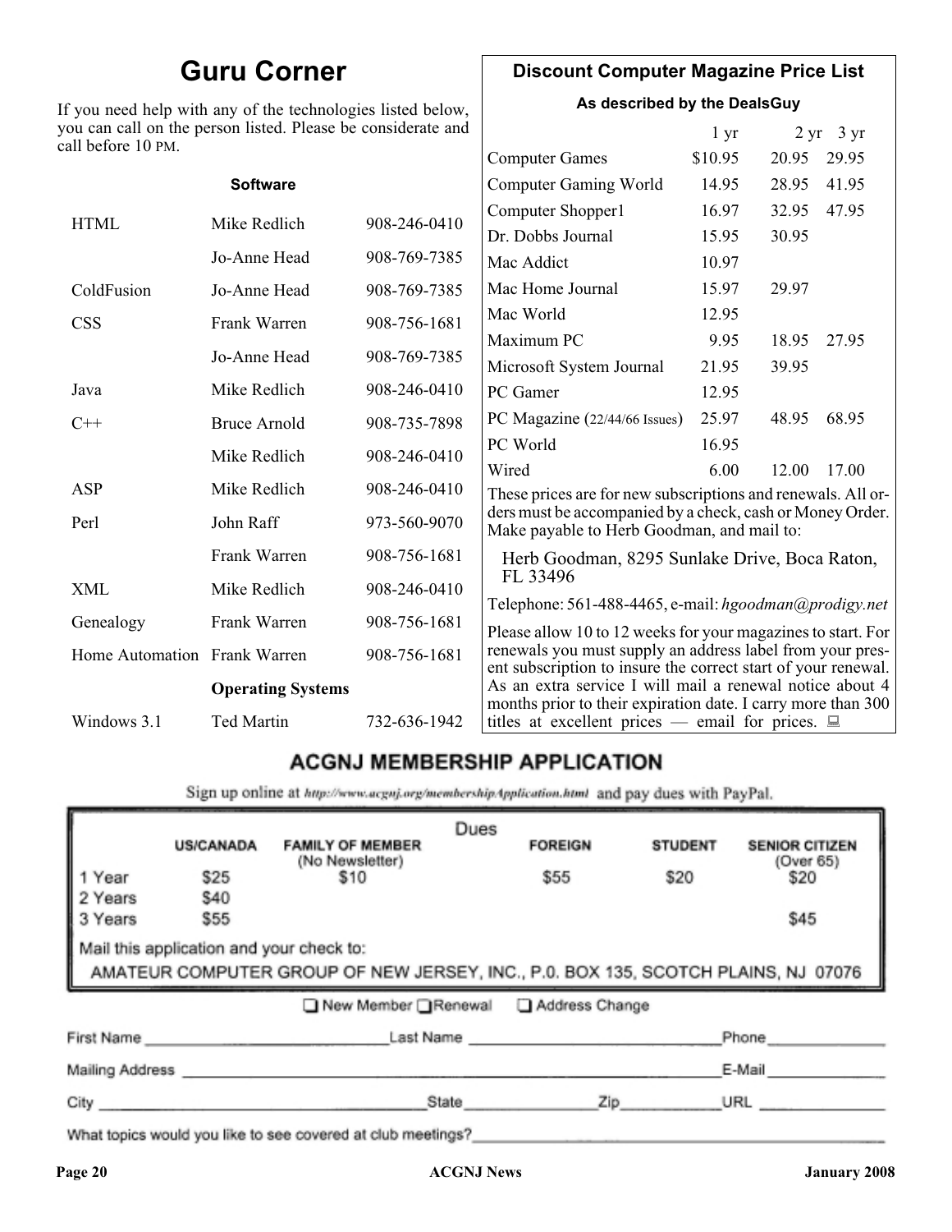## Guru Corner

If you need help with any of the technologies listed below, you can call on the person listed. Please be considerate and call before 10 PM.

**Software**

| | | |
|---|---|---|
| HTML | Mike Redlich | 908-246-0410 |
| | Jo-Anne Head | 908-769-7385 |
| ColdFusion | Jo-Anne Head | 908-769-7385 |
| CSS | Frank Warren | 908-756-1681 |
| | Jo-Anne Head | 908-769-7385 |
| Java | Mike Redlich | 908-246-0410 |
| C++ | Bruce Arnold | 908-735-7898 |
| | Mike Redlich | 908-246-0410 |
| ASP | Mike Redlich | 908-246-0410 |
| Perl | John Raff | 973-560-9070 |
| | Frank Warren | 908-756-1681 |
| XML | Mike Redlich | 908-246-0410 |
| Genealogy | Frank Warren | 908-756-1681 |
| Home Automation | Frank Warren | 908-756-1681 |

**Operating Systems**

| | | |
|---|---|---|
| Windows 3.1 | Ted Martin | 732-636-1942 |

## Discount Computer Magazine Price List

**As described by the DealsGuy**

| | 1 yr | 2 yr | 3 yr |
|---|---|---|---|
| Computer Games | $10.95 | 20.95 | 29.95 |
| Computer Gaming World | 14.95 | 28.95 | 41.95 |
| Computer Shopper1 | 16.97 | 32.95 | 47.95 |
| Dr. Dobbs Journal | 15.95 | 30.95 | |
| Mac Addict | 10.97 | | |
| Mac Home Journal | 15.97 | 29.97 | |
| Mac World | 12.95 | | |
| Maximum PC | 9.95 | 18.95 | 27.95 |
| Microsoft System Journal | 21.95 | 39.95 | |
| PC Gamer | 12.95 | | |
| PC Magazine (22/44/66 Issues) | 25.97 | 48.95 | 68.95 |
| PC World | 16.95 | | |
| Wired | 6.00 | 12.00 | 17.00 |

These prices are for new subscriptions and renewals. All orders must be accompanied by a check, cash or Money Order. Make payable to Herb Goodman, and mail to:

Herb Goodman, 8295 Sunlake Drive, Boca Raton, FL 33496

Telephone: 561-488-4465, e-mail: *hgoodman@prodigy.net*

Please allow 10 to 12 weeks for your magazines to start. For renewals you must supply an address label from your present subscription to insure the correct start of your renewal. As an extra service I will mail a renewal notice about 4 months prior to their expiration date. I carry more than 300 titles at excellent prices — email for prices.

## ACGNJ MEMBERSHIP APPLICATION

Sign up online at http://www.acgnj.org/membershipApplication.html and pay dues with PayPal.

**Dues**

| | US/CANADA | FAMILY OF MEMBER (No Newsletter) | FOREIGN | STUDENT | SENIOR CITIZEN (Over 65) |
|---|---|---|---|---|---|
| 1 Year | $25 | $10 | $55 | $20 | $20 |
| 2 Years | $40 | | | | |
| 3 Years | $55 | | | | $45 |

Mail this application and your check to:
AMATEUR COMPUTER GROUP OF NEW JERSEY, INC., P.O. BOX 135, SCOTCH PLAINS, NJ 07076

☐ New Member ☐ Renewal ☐ Address Change

First Name ____________ Last Name ____________ Phone ____________

Mailing Address ____________ E-Mail ____________

City ____________ State ____________ Zip ____________ URL ____________

What topics would you like to see covered at club meetings? ____________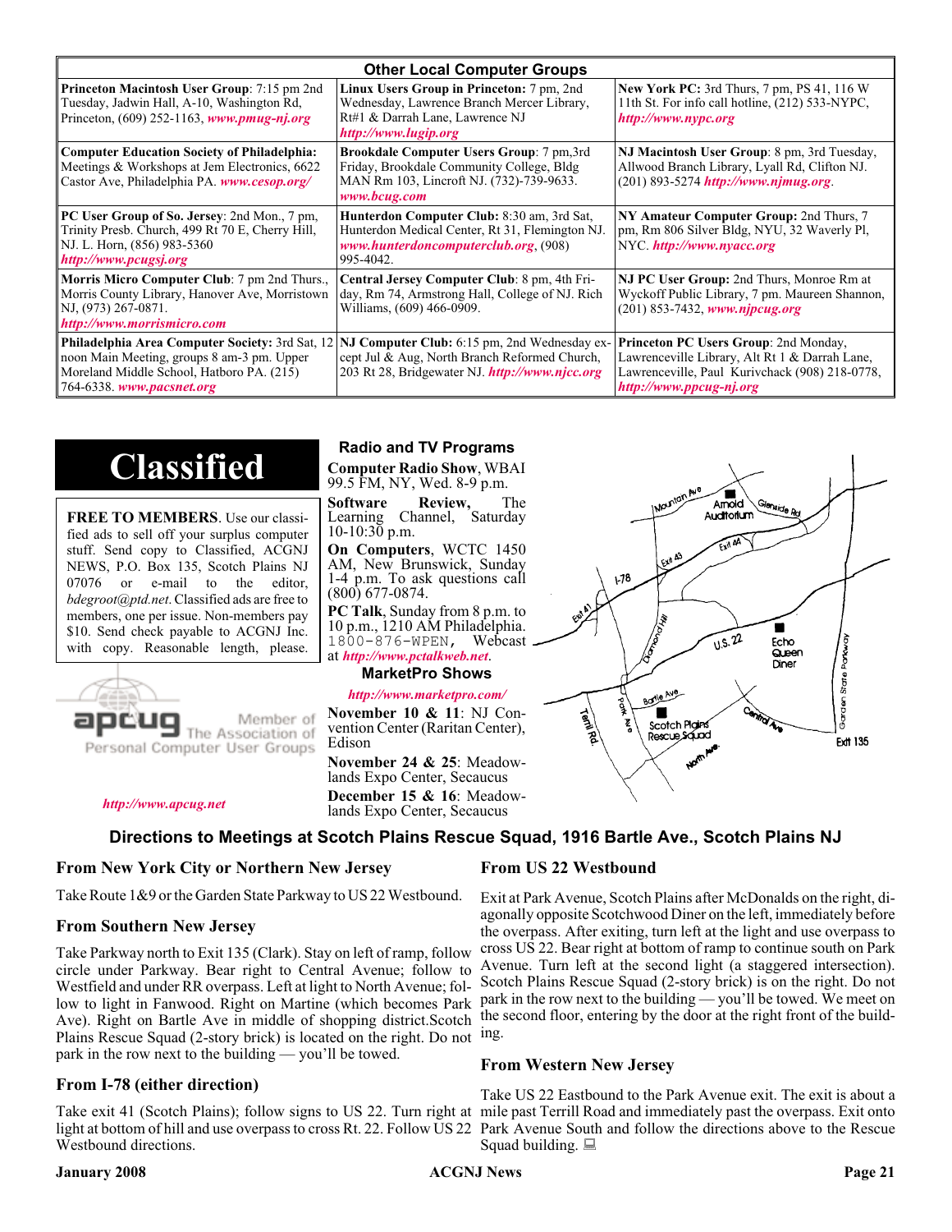## Other Local Computer Groups

| | | |
|---|---|---|
| **Princeton Macintosh User Group**: 7:15 pm 2nd Tuesday, Jadwin Hall, A-10, Washington Rd, Princeton, (609) 252-1163, ***www.pmug-nj.org*** | **Linux Users Group in Princeton:** 7 pm, 2nd Wednesday, Lawrence Branch Mercer Library, Rt#1 & Darrah Lane, Lawrence NJ ***http://www.lugip.org*** | **New York PC:** 3rd Thurs, 7 pm, PS 41, 116 W 11th St. For info call hotline, (212) 533-NYPC, ***http://www.nypc.org*** |
| **Computer Education Society of Philadelphia:** Meetings & Workshops at Jem Electronics, 6622 Castor Ave, Philadelphia PA. ***www.cesop.org/*** | **Brookdale Computer Users Group**: 7 pm,3rd Friday, Brookdale Community College, Bldg MAN Rm 103, Lincroft NJ. (732)-739-9633. ***www.bcug.com*** | **NJ Macintosh User Group**: 8 pm, 3rd Tuesday, Allwood Branch Library, Lyall Rd, Clifton NJ. (201) 893-5274 ***http://www.njmug.org***. |
| **PC User Group of So. Jersey**: 2nd Mon., 7 pm, Trinity Presb. Church, 499 Rt 70 E, Cherry Hill, NJ. L. Horn, (856) 983-5360 ***http://www.pcugsj.org*** | **Hunterdon Computer Club:** 8:30 am, 3rd Sat, Hunterdon Medical Center, Rt 31, Flemington NJ. ***www.hunterdoncomputerclub.org***, (908) 995-4042. | **NY Amateur Computer Group:** 2nd Thurs, 7 pm, Rm 806 Silver Bldg, NYU, 32 Waverly Pl, NYC. ***http://www.nyacc.org*** |
| **Morris Micro Computer Club**: 7 pm 2nd Thurs., Morris County Library, Hanover Ave, Morristown NJ, (973) 267-0871. ***http://www.morrismicro.com*** | **Central Jersey Computer Club**: 8 pm, 4th Friday, Rm 74, Armstrong Hall, College of NJ. Rich Williams, (609) 466-0909. | **NJ PC User Group:** 2nd Thurs, Monroe Rm at Wyckoff Public Library, 7 pm. Maureen Shannon, (201) 853-7432, ***www.njpcug.org*** |
| **Philadelphia Area Computer Society:** 3rd Sat, 12 noon Main Meeting, groups 8 am-3 pm. Upper Moreland Middle School, Hatboro PA. (215) 764-6338. ***www.pacsnet.org*** | **NJ Computer Club:** 6:15 pm, 2nd Wednesday except Jul & Aug, North Branch Reformed Church, 203 Rt 28, Bridgewater NJ. ***http://www.njcc.org*** | **Princeton PC Users Group**: 2nd Monday, Lawrenceville Library, Alt Rt 1 & Darrah Lane, Lawrenceville, Paul Kurivchack (908) 218-0778, ***http://www.ppcug-nj.org*** |

# Classified

**FREE TO MEMBERS**. Use our classified ads to sell off your surplus computer stuff. Send copy to Classified, ACGNJ NEWS, P.O. Box 135, Scotch Plains NJ 07076 or e-mail to the editor, *bdegroot@ptd.net*. Classified ads are free to members, one per issue. Non-members pay $10. Send check payable to ACGNJ Inc. with copy. Reasonable length, please.

apcug Member of The Association of Personal Computer User Groups

***http://www.apcug.net***

## Radio and TV Programs

**Computer Radio Show**, WBAI 99.5 FM, NY, Wed. 8-9 p.m.

**Software Review,** The Learning Channel, Saturday 10-10:30 p.m.

**On Computers**, WCTC 1450 AM, New Brunswick, Sunday 1-4 p.m. To ask questions call (800) 677-0874.

**PC Talk**, Sunday from 8 p.m. to 10 p.m., 1210 AM Philadelphia. 1800-876-WPEN, Webcast at ***http://www.pctalkweb.net***.

## MarketPro Shows

***http://www.marketpro.com/***

**November 10 & 11**: NJ Convention Center (Raritan Center), Edison

**November 24 & 25**: Meadowlands Expo Center, Secaucus

**December 15 & 16**: Meadowlands Expo Center, Secaucus

## Directions to Meetings at Scotch Plains Rescue Squad, 1916 Bartle Ave., Scotch Plains NJ

### From New York City or Northern New Jersey

Take Route 1&9 or the Garden State Parkway to US 22 Westbound.

### From Southern New Jersey

Take Parkway north to Exit 135 (Clark). Stay on left of ramp, follow circle under Parkway. Bear right to Central Avenue; follow to Westfield and under RR overpass. Left at light to North Avenue; follow to light in Fanwood. Right on Martine (which becomes Park Ave). Right on Bartle Ave in middle of shopping district.Scotch Plains Rescue Squad (2-story brick) is located on the right. Do not park in the row next to the building — you'll be towed.

### From I-78 (either direction)

Take exit 41 (Scotch Plains); follow signs to US 22. Turn right at light at bottom of hill and use overpass to cross Rt. 22. Follow US 22 Westbound directions.

### From US 22 Westbound

Exit at Park Avenue, Scotch Plains after McDonalds on the right, diagonally opposite Scotchwood Diner on the left, immediately before the overpass. After exiting, turn left at the light and use overpass to cross US 22. Bear right at bottom of ramp to continue south on Park Avenue. Turn left at the second light (a staggered intersection). Scotch Plains Rescue Squad (2-story brick) is on the right. Do not park in the row next to the building — you'll be towed. We meet on the second floor, entering by the door at the right front of the building.

### From Western New Jersey

Take US 22 Eastbound to the Park Avenue exit. The exit is about a mile past Terrill Road and immediately past the overpass. Exit onto Park Avenue South and follow the directions above to the Rescue Squad building.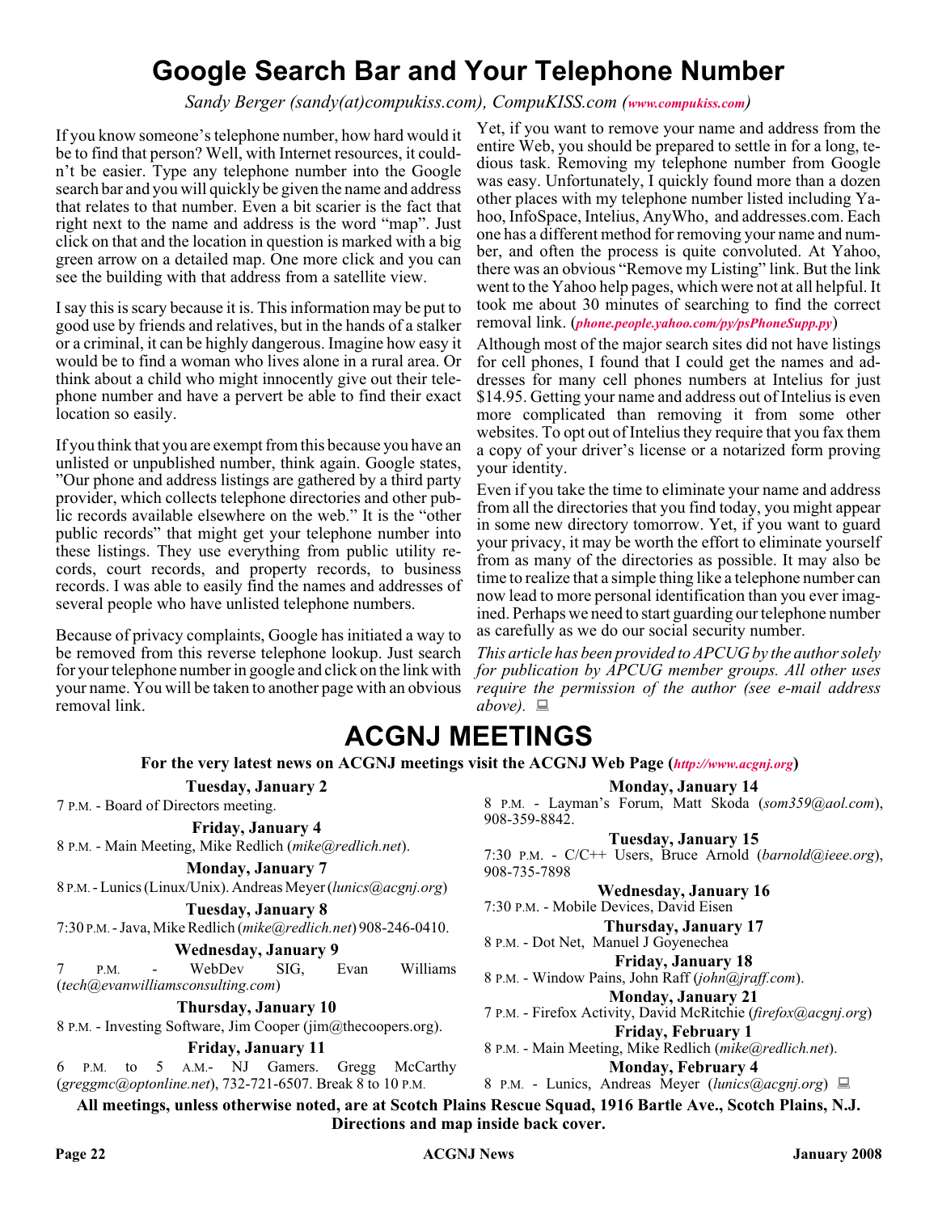# Google Search Bar and Your Telephone Number

*Sandy Berger (sandy(at)compukiss.com), CompuKISS.com (www.compukiss.com)*

If you know someone's telephone number, how hard would it be to find that person? Well, with Internet resources, it couldn't be easier. Type any telephone number into the Google search bar and you will quickly be given the name and address that relates to that number. Even a bit scarier is the fact that right next to the name and address is the word "map". Just click on that and the location in question is marked with a big green arrow on a detailed map. One more click and you can see the building with that address from a satellite view.

I say this is scary because it is. This information may be put to good use by friends and relatives, but in the hands of a stalker or a criminal, it can be highly dangerous. Imagine how easy it would be to find a woman who lives alone in a rural area. Or think about a child who might innocently give out their telephone number and have a pervert be able to find their exact location so easily.

If you think that you are exempt from this because you have an unlisted or unpublished number, think again. Google states, "Our phone and address listings are gathered by a third party provider, which collects telephone directories and other public records available elsewhere on the web." It is the "other public records" that might get your telephone number into these listings. They use everything from public utility records, court records, and property records, to business records. I was able to easily find the names and addresses of several people who have unlisted telephone numbers.

Because of privacy complaints, Google has initiated a way to be removed from this reverse telephone lookup. Just search for your telephone number in google and click on the link with your name. You will be taken to another page with an obvious removal link.

Yet, if you want to remove your name and address from the entire Web, you should be prepared to settle in for a long, tedious task. Removing my telephone number from Google was easy. Unfortunately, I quickly found more than a dozen other places with my telephone number listed including Yahoo, InfoSpace, Intelius, AnyWho, and addresses.com. Each one has a different method for removing your name and number, and often the process is quite convoluted. At Yahoo, there was an obvious "Remove my Listing" link. But the link went to the Yahoo help pages, which were not at all helpful. It took me about 30 minutes of searching to find the correct removal link. (*phone.people.yahoo.com/py/psPhoneSupp.py*)

Although most of the major search sites did not have listings for cell phones, I found that I could get the names and addresses for many cell phones numbers at Intelius for just $14.95. Getting your name and address out of Intelius is even more complicated than removing it from some other websites. To opt out of Intelius they require that you fax them a copy of your driver's license or a notarized form proving your identity.

Even if you take the time to eliminate your name and address from all the directories that you find today, you might appear in some new directory tomorrow. Yet, if you want to guard your privacy, it may be worth the effort to eliminate yourself from as many of the directories as possible. It may also be time to realize that a simple thing like a telephone number can now lead to more personal identification than you ever imagined. Perhaps we need to start guarding our telephone number as carefully as we do our social security number.

*This article has been provided to APCUG by the author solely for publication by APCUG member groups. All other uses require the permission of the author (see e-mail address above).*

# ACGNJ MEETINGS

**For the very latest news on ACGNJ meetings visit the ACGNJ Web Page (*http://www.acgnj.org*)**

**Tuesday, January 2**
7 P.M. - Board of Directors meeting.

**Friday, January 4**
8 P.M. - Main Meeting, Mike Redlich (*mike@redlich.net*).

**Monday, January 7**
8 P.M. - Lunics (Linux/Unix). Andreas Meyer (*lunics@acgnj.org*)

**Tuesday, January 8**
7:30 P.M. - Java, Mike Redlich (*mike@redlich.net*) 908-246-0410.

**Wednesday, January 9**
7 P.M. - WebDev SIG, Evan Williams (*tech@evanwilliamsconsulting.com*)

**Thursday, January 10**
8 P.M. - Investing Software, Jim Cooper (jim@thecoopers.org).

**Friday, January 11**
6 P.M. to 5 A.M.- NJ Gamers. Gregg McCarthy (*greggmc@optonline.net*), 732-721-6507. Break 8 to 10 P.M.

**Monday, January 14**
8 P.M. - Layman's Forum, Matt Skoda (*som359@aol.com*), 908-359-8842.

**Tuesday, January 15**
7:30 P.M. - C/C++ Users, Bruce Arnold (*barnold@ieee.org*), 908-735-7898

**Wednesday, January 16**
7:30 P.M. - Mobile Devices, David Eisen

**Thursday, January 17**
8 P.M. - Dot Net, Manuel J Goyenechea

**Friday, January 18**
8 P.M. - Window Pains, John Raff (*john@jraff.com*).

**Monday, January 21**
7 P.M. - Firefox Activity, David McRitchie (*firefox@acgnj.org*)

**Friday, February 1**
8 P.M. - Main Meeting, Mike Redlich (*mike@redlich.net*).

**Monday, February 4**
8 P.M. - Lunics, Andreas Meyer (*lunics@acgnj.org*)

**All meetings, unless otherwise noted, are at Scotch Plains Rescue Squad, 1916 Bartle Ave., Scotch Plains, N.J. Directions and map inside back cover.**